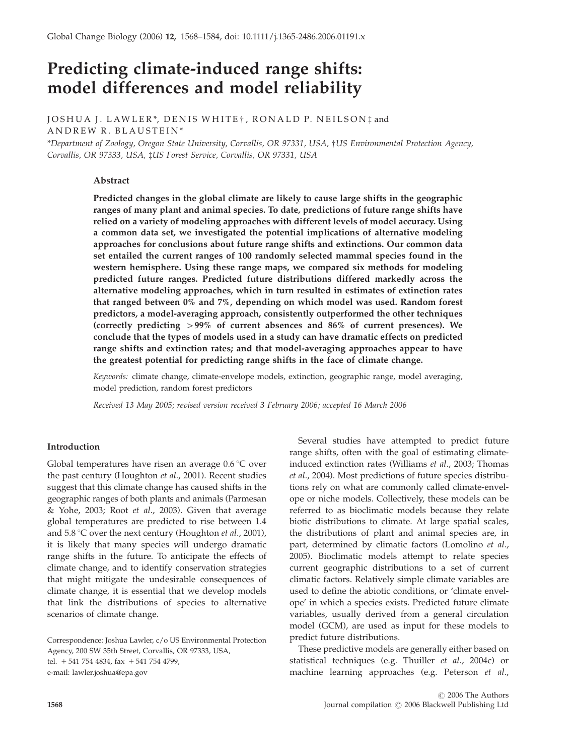# Predicting climate-induced range shifts: model differences and model reliability

JOSHUA J. LAWLER*, DENIS WHITE†, RONALD P. NEILSON‡ and ANDREW R. BLAUSTEIN*

*Department of Zoology, Oregon State University, Corvallis, OR 97331, USA, †US Environmental Protection Agency, Corvallis, OR 97333, USA, ‡US Forest Service, Corvallis, OR 97331, USA

## Abstract

**Predicted changes in the global climate are likely to cause large shifts in the geographic ranges of many plant and animal species. To date, predictions of future range shifts have relied on a variety of modeling approaches with different levels of model accuracy. Using a common data set, we investigated the potential implications of alternative modeling approaches for conclusions about future range shifts and extinctions. Our common data set entailed the current ranges of 100 randomly selected mammal species found in the western hemisphere. Using these range maps, we compared six methods for modeling predicted future ranges. Predicted future distributions differed markedly across the alternative modeling approaches, which in turn resulted in estimates of extinction rates that ranged between 0% and 7%, depending on which model was used. Random forest predictors, a model-averaging approach, consistently outperformed the other techniques (correctly predicting >99% of current absences and 86% of current presences). We conclude that the types of models used in a study can have dramatic effects on predicted range shifts and extinction rates; and that model-averaging approaches appear to have the greatest potential for predicting range shifts in the face of climate change.**

*Keywords:* climate change, climate-envelope models, extinction, geographic range, model averaging, model prediction, random forest predictors

*Received 13 May 2005; revised version received 3 February 2006; accepted 16 March 2006*

## Introduction

Global temperatures have risen an average 0.6 °C over the past century (Houghton *et al*., 2001). Recent studies suggest that this climate change has caused shifts in the geographic ranges of both plants and animals (Parmesan & Yohe, 2003; Root *et al*., 2003). Given that average global temperatures are predicted to rise between 1.4 and 5.8 °C over the next century (Houghton *et al*., 2001), it is likely that many species will undergo dramatic range shifts in the future. To anticipate the effects of climate change, and to identify conservation strategies that might mitigate the undesirable consequences of climate change, it is essential that we develop models that link the distributions of species to alternative scenarios of climate change.

Several studies have attempted to predict future range shifts, often with the goal of estimating climate-induced extinction rates (Williams *et al*., 2003; Thomas *et al*., 2004). Most predictions of future species distributions rely on what are commonly called climate-envelope or niche models. Collectively, these models can be referred to as bioclimatic models because they relate biotic distributions to climate. At large spatial scales, the distributions of plant and animal species are, in part, determined by climatic factors (Lomolino *et al*., 2005). Bioclimatic models attempt to relate species current geographic distributions to a set of current climatic factors. Relatively simple climate variables are used to define the abiotic conditions, or 'climate envelope' in which a species exists. Predicted future climate variables, usually derived from a general circulation model (GCM), are used as input for these models to predict future distributions.

These predictive models are generally either based on statistical techniques (e.g. Thuiller *et al*., 2004c) or machine learning approaches (e.g. Peterson *et al*.,

Correspondence: Joshua Lawler, c/o US Environmental Protection Agency, 200 SW 35th Street, Corvallis, OR 97333, USA, tel. +541 754 4834, fax +541 754 4799, e-mail: lawler.joshua@epa.gov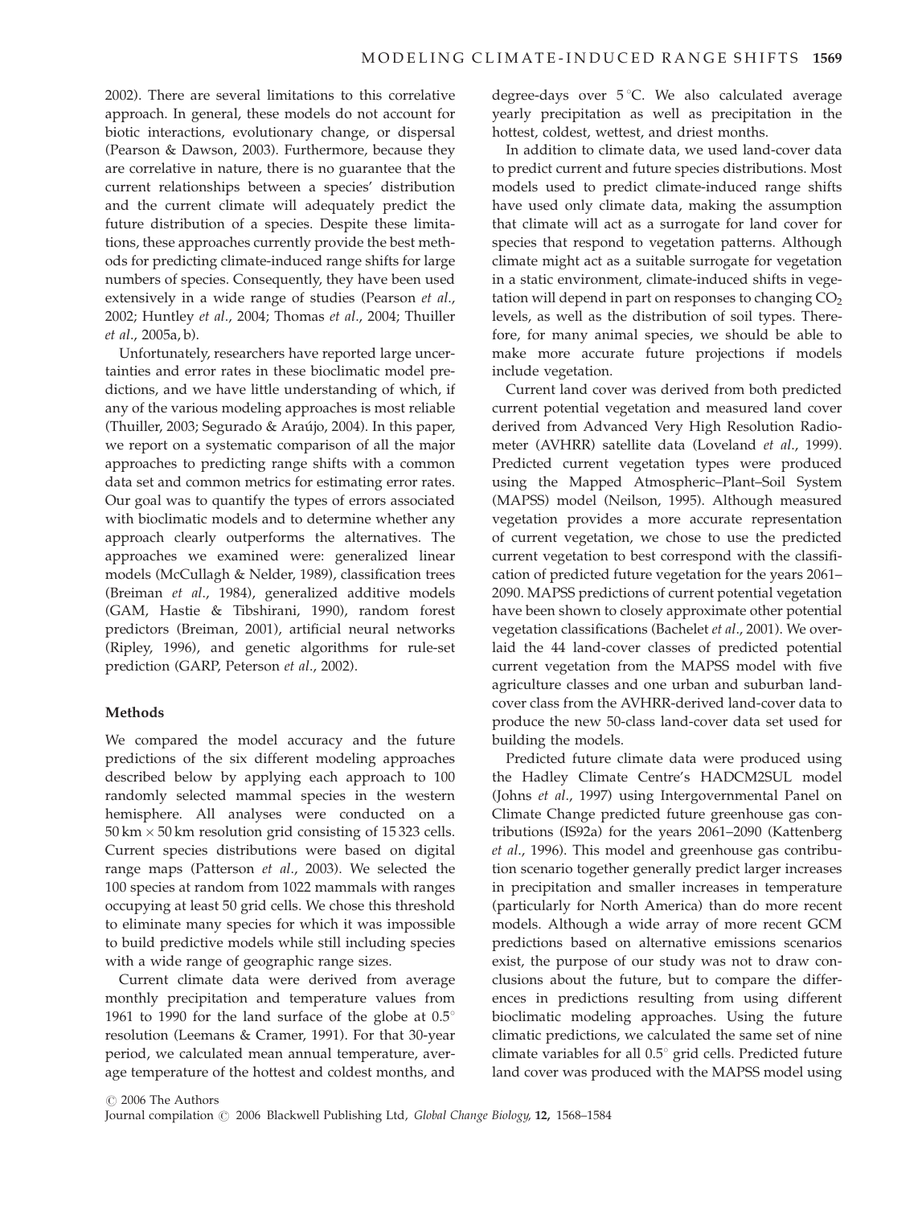2002). There are several limitations to this correlative approach. In general, these models do not account for biotic interactions, evolutionary change, or dispersal (Pearson & Dawson, 2003). Furthermore, because they are correlative in nature, there is no guarantee that the current relationships between a species' distribution and the current climate will adequately predict the future distribution of a species. Despite these limitations, these approaches currently provide the best methods for predicting climate-induced range shifts for large numbers of species. Consequently, they have been used extensively in a wide range of studies (Pearson *et al*., 2002; Huntley *et al*., 2004; Thomas *et al*., 2004; Thuiller *et al*., 2005a, b).

Unfortunately, researchers have reported large uncertainties and error rates in these bioclimatic model predictions, and we have little understanding of which, if any of the various modeling approaches is most reliable (Thuiller, 2003; Segurado & Araújo, 2004). In this paper, we report on a systematic comparison of all the major approaches to predicting range shifts with a common data set and common metrics for estimating error rates. Our goal was to quantify the types of errors associated with bioclimatic models and to determine whether any approach clearly outperforms the alternatives. The approaches we examined were: generalized linear models (McCullagh & Nelder, 1989), classification trees (Breiman *et al*., 1984), generalized additive models (GAM, Hastie & Tibshirani, 1990), random forest predictors (Breiman, 2001), artificial neural networks (Ripley, 1996), and genetic algorithms for rule-set prediction (GARP, Peterson *et al*., 2002).

## Methods

We compared the model accuracy and the future predictions of the six different modeling approaches described below by applying each approach to 100 randomly selected mammal species in the western hemisphere. All analyses were conducted on a $50\,\text{km} \times 50\,\text{km}$ resolution grid consisting of 15 323 cells. Current species distributions were based on digital range maps (Patterson *et al*., 2003). We selected the 100 species at random from 1022 mammals with ranges occupying at least 50 grid cells. We chose this threshold to eliminate many species for which it was impossible to build predictive models while still including species with a wide range of geographic range sizes.

Current climate data were derived from average monthly precipitation and temperature values from 1961 to 1990 for the land surface of the globe at $0.5^\circ$ resolution (Leemans & Cramer, 1991). For that 30-year period, we calculated mean annual temperature, average temperature of the hottest and coldest months, and degree-days over $5\,^\circ\text{C}$. We also calculated average yearly precipitation as well as precipitation in the hottest, coldest, wettest, and driest months.

In addition to climate data, we used land-cover data to predict current and future species distributions. Most models used to predict climate-induced range shifts have used only climate data, making the assumption that climate will act as a surrogate for land cover for species that respond to vegetation patterns. Although climate might act as a suitable surrogate for vegetation in a static environment, climate-induced shifts in vegetation will depend in part on responses to changing $CO_2$ levels, as well as the distribution of soil types. Therefore, for many animal species, we should be able to make more accurate future projections if models include vegetation.

Current land cover was derived from both predicted current potential vegetation and measured land cover derived from Advanced Very High Resolution Radiometer (AVHRR) satellite data (Loveland *et al*., 1999). Predicted current vegetation types were produced using the Mapped Atmospheric–Plant–Soil System (MAPSS) model (Neilson, 1995). Although measured vegetation provides a more accurate representation of current vegetation, we chose to use the predicted current vegetation to best correspond with the classification of predicted future vegetation for the years 2061–2090. MAPSS predictions of current potential vegetation have been shown to closely approximate other potential vegetation classifications (Bachelet *et al*., 2001). We overlaid the 44 land-cover classes of predicted potential current vegetation from the MAPSS model with five agriculture classes and one urban and suburban land-cover class from the AVHRR-derived land-cover data to produce the new 50-class land-cover data set used for building the models.

Predicted future climate data were produced using the Hadley Climate Centre's HADCM2SUL model (Johns *et al*., 1997) using Intergovernmental Panel on Climate Change predicted future greenhouse gas contributions (IS92a) for the years 2061–2090 (Kattenberg *et al*., 1996). This model and greenhouse gas contribution scenario together generally predict larger increases in precipitation and smaller increases in temperature (particularly for North America) than do more recent models. Although a wide array of more recent GCM predictions based on alternative emissions scenarios exist, the purpose of our study was not to draw conclusions about the future, but to compare the differences in predictions resulting from using different bioclimatic modeling approaches. Using the future climatic predictions, we calculated the same set of nine climate variables for all $0.5^\circ$ grid cells. Predicted future land cover was produced with the MAPSS model using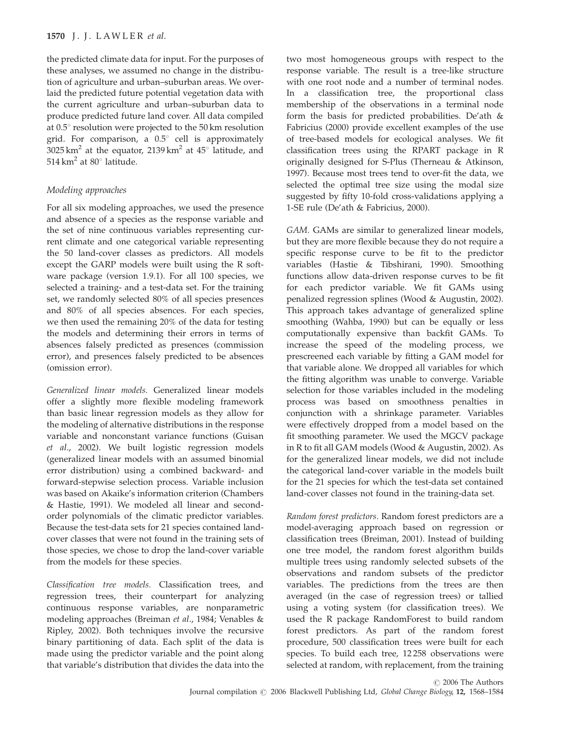the predicted climate data for input. For the purposes of these analyses, we assumed no change in the distribution of agriculture and urban–suburban areas. We overlaid the predicted future potential vegetation data with the current agriculture and urban–suburban data to produce predicted future land cover. All data compiled at $0.5^{\circ}$ resolution were projected to the 50 km resolution grid. For comparison, a $0.5^{\circ}$ cell is approximately $3025\,km^2$ at the equator, $2139\,km^2$ at $45^{\circ}$ latitude, and $514\,km^2$ at $80^{\circ}$ latitude.

### Modeling approaches

For all six modeling approaches, we used the presence and absence of a species as the response variable and the set of nine continuous variables representing current climate and one categorical variable representing the 50 land-cover classes as predictors. All models except the GARP models were built using the R software package (version 1.9.1). For all 100 species, we selected a training- and a test-data set. For the training set, we randomly selected 80% of all species presences and 80% of all species absences. For each species, we then used the remaining 20% of the data for testing the models and determining their errors in terms of absences falsely predicted as presences (commission error), and presences falsely predicted to be absences (omission error).

*Generalized linear models.* Generalized linear models offer a slightly more flexible modeling framework than basic linear regression models as they allow for the modeling of alternative distributions in the response variable and nonconstant variance functions (Guisan *et al*., 2002). We built logistic regression models (generalized linear models with an assumed binomial error distribution) using a combined backward- and forward-stepwise selection process. Variable inclusion was based on Akaike's information criterion (Chambers & Hastie, 1991). We modeled all linear and second-order polynomials of the climatic predictor variables. Because the test-data sets for 21 species contained land-cover classes that were not found in the training sets of those species, we chose to drop the land-cover variable from the models for these species.

*Classification tree models.* Classification trees, and regression trees, their counterpart for analyzing continuous response variables, are nonparametric modeling approaches (Breiman *et al*., 1984; Venables & Ripley, 2002). Both techniques involve the recursive binary partitioning of data. Each split of the data is made using the predictor variable and the point along that variable's distribution that divides the data into the two most homogeneous groups with respect to the response variable. The result is a tree-like structure with one root node and a number of terminal nodes. In a classification tree, the proportional class membership of the observations in a terminal node form the basis for predicted probabilities. De'ath & Fabricius (2000) provide excellent examples of the use of tree-based models for ecological analyses. We fit classification trees using the RPART package in R originally designed for S-Plus (Therneau & Atkinson, 1997). Because most trees tend to over-fit the data, we selected the optimal tree size using the modal size suggested by fifty 10-fold cross-validations applying a 1-SE rule (De'ath & Fabricius, 2000).

*GAM.* GAMs are similar to generalized linear models, but they are more flexible because they do not require a specific response curve to be fit to the predictor variables (Hastie & Tibshirani, 1990). Smoothing functions allow data-driven response curves to be fit for each predictor variable. We fit GAMs using penalized regression splines (Wood & Augustin, 2002). This approach takes advantage of generalized spline smoothing (Wahba, 1990) but can be equally or less computationally expensive than backfit GAMs. To increase the speed of the modeling process, we prescreened each variable by fitting a GAM model for that variable alone. We dropped all variables for which the fitting algorithm was unable to converge. Variable selection for those variables included in the modeling process was based on smoothness penalties in conjunction with a shrinkage parameter. Variables were effectively dropped from a model based on the fit smoothing parameter. We used the MGCV package in R to fit all GAM models (Wood & Augustin, 2002). As for the generalized linear models, we did not include the categorical land-cover variable in the models built for the 21 species for which the test-data set contained land-cover classes not found in the training-data set.

*Random forest predictors.* Random forest predictors are a model-averaging approach based on regression or classification trees (Breiman, 2001). Instead of building one tree model, the random forest algorithm builds multiple trees using randomly selected subsets of the observations and random subsets of the predictor variables. The predictions from the trees are then averaged (in the case of regression trees) or tallied using a voting system (for classification trees). We used the R package RandomForest to build random forest predictors. As part of the random forest procedure, 500 classification trees were built for each species. To build each tree, 12 258 observations were selected at random, with replacement, from the training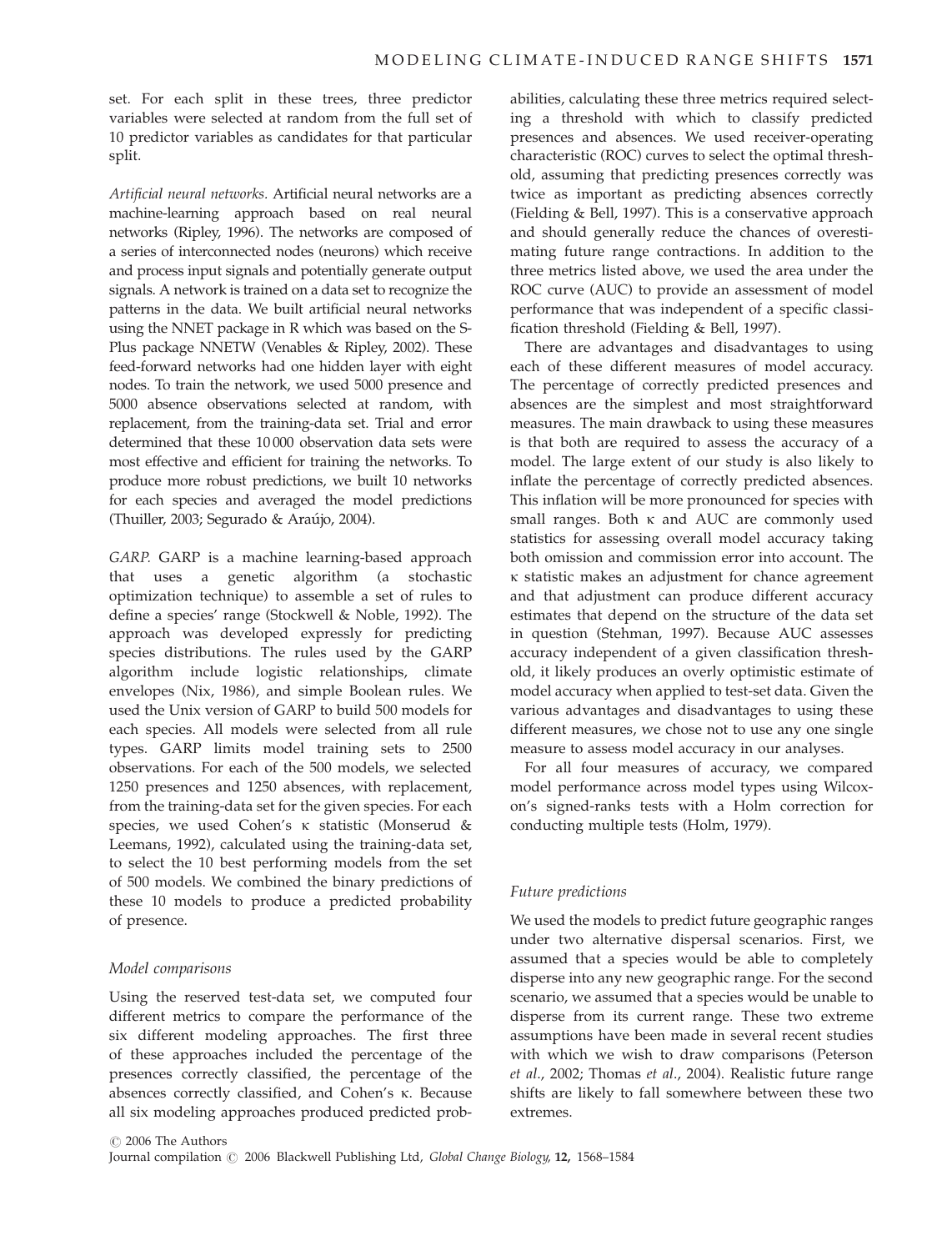set. For each split in these trees, three predictor variables were selected at random from the full set of 10 predictor variables as candidates for that particular split.

*Artificial neural networks.* Artificial neural networks are a machine-learning approach based on real neural networks (Ripley, 1996). The networks are composed of a series of interconnected nodes (neurons) which receive and process input signals and potentially generate output signals. A network is trained on a data set to recognize the patterns in the data. We built artificial neural networks using the NNET package in R which was based on the S-Plus package NNETW (Venables & Ripley, 2002). These feed-forward networks had one hidden layer with eight nodes. To train the network, we used 5000 presence and 5000 absence observations selected at random, with replacement, from the training-data set. Trial and error determined that these 10 000 observation data sets were most effective and efficient for training the networks. To produce more robust predictions, we built 10 networks for each species and averaged the model predictions (Thuiller, 2003; Segurado & Araújo, 2004).

*GARP.* GARP is a machine learning-based approach that uses a genetic algorithm (a stochastic optimization technique) to assemble a set of rules to define a species' range (Stockwell & Noble, 1992). The approach was developed expressly for predicting species distributions. The rules used by the GARP algorithm include logistic relationships, climate envelopes (Nix, 1986), and simple Boolean rules. We used the Unix version of GARP to build 500 models for each species. All models were selected from all rule types. GARP limits model training sets to 2500 observations. For each of the 500 models, we selected 1250 presences and 1250 absences, with replacement, from the training-data set for the given species. For each species, we used Cohen's $\kappa$ statistic (Monserud & Leemans, 1992), calculated using the training-data set, to select the 10 best performing models from the set of 500 models. We combined the binary predictions of these 10 models to produce a predicted probability of presence.

### Model comparisons

Using the reserved test-data set, we computed four different metrics to compare the performance of the six different modeling approaches. The first three of these approaches included the percentage of the presences correctly classified, the percentage of the absences correctly classified, and Cohen's $\kappa$. Because all six modeling approaches produced predicted probabilities, calculating these three metrics required selecting a threshold with which to classify predicted presences and absences. We used receiver-operating characteristic (ROC) curves to select the optimal threshold, assuming that predicting presences correctly was twice as important as predicting absences correctly (Fielding & Bell, 1997). This is a conservative approach and should generally reduce the chances of overestimating future range contractions. In addition to the three metrics listed above, we used the area under the ROC curve (AUC) to provide an assessment of model performance that was independent of a specific classification threshold (Fielding & Bell, 1997).

There are advantages and disadvantages to using each of these different measures of model accuracy. The percentage of correctly predicted presences and absences are the simplest and most straightforward measures. The main drawback to using these measures is that both are required to assess the accuracy of a model. The large extent of our study is also likely to inflate the percentage of correctly predicted absences. This inflation will be more pronounced for species with small ranges. Both $\kappa$ and AUC are commonly used statistics for assessing overall model accuracy taking both omission and commission error into account. The $\kappa$ statistic makes an adjustment for chance agreement and that adjustment can produce different accuracy estimates that depend on the structure of the data set in question (Stehman, 1997). Because AUC assesses accuracy independent of a given classification threshold, it likely produces an overly optimistic estimate of model accuracy when applied to test-set data. Given the various advantages and disadvantages to using these different measures, we chose not to use any one single measure to assess model accuracy in our analyses.

For all four measures of accuracy, we compared model performance across model types using Wilcoxon's signed-ranks tests with a Holm correction for conducting multiple tests (Holm, 1979).

### Future predictions

We used the models to predict future geographic ranges under two alternative dispersal scenarios. First, we assumed that a species would be able to completely disperse into any new geographic range. For the second scenario, we assumed that a species would be unable to disperse from its current range. These two extreme assumptions have been made in several recent studies with which we wish to draw comparisons (Peterson *et al*., 2002; Thomas *et al*., 2004). Realistic future range shifts are likely to fall somewhere between these two extremes.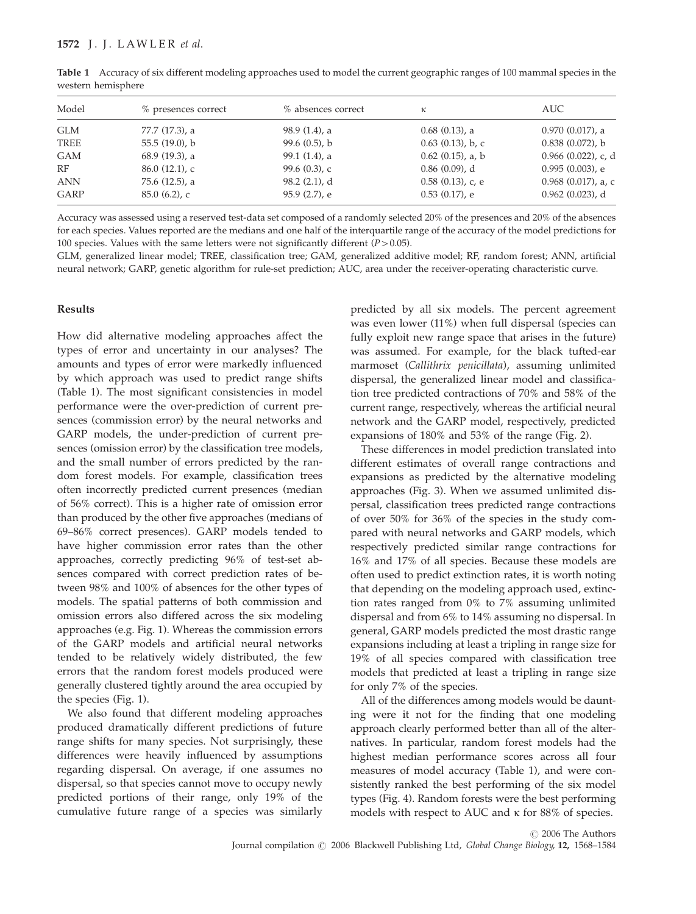**Table 1** Accuracy of six different modeling approaches used to model the current geographic ranges of 100 mammal species in the western hemisphere

| Model | % presences correct | % absences correct | κ | AUC |
|---|---|---|---|---|
| GLM | 77.7 (17.3), a | 98.9 (1.4), a | 0.68 (0.13), a | 0.970 (0.017), a |
| TREE | 55.5 (19.0), b | 99.6 (0.5), b | 0.63 (0.13), b, c | 0.838 (0.072), b |
| GAM | 68.9 (19.3), a | 99.1 (1.4), a | 0.62 (0.15), a, b | 0.966 (0.022), c, d |
| RF | 86.0 (12.1), c | 99.6 (0.3), c | 0.86 (0.09), d | 0.995 (0.003), e |
| ANN | 75.6 (12.5), a | 98.2 (2.1), d | 0.58 (0.13), c, e | 0.968 (0.017), a, c |
| GARP | 85.0 (6.2), c | 95.9 (2.7), e | 0.53 (0.17), e | 0.962 (0.023), d |

Accuracy was assessed using a reserved test-data set composed of a randomly selected 20% of the presences and 20% of the absences for each species. Values reported are the medians and one half of the interquartile range of the accuracy of the model predictions for 100 species. Values with the same letters were not significantly different ($P > 0.05$).

GLM, generalized linear model; TREE, classification tree; GAM, generalized additive model; RF, random forest; ANN, artificial neural network; GARP, genetic algorithm for rule-set prediction; AUC, area under the receiver-operating characteristic curve.

## Results

How did alternative modeling approaches affect the types of error and uncertainty in our analyses? The amounts and types of error were markedly influenced by which approach was used to predict range shifts (Table 1). The most significant consistencies in model performance were the over-prediction of current presences (commission error) by the neural networks and GARP models, the under-prediction of current presences (omission error) by the classification tree models, and the small number of errors predicted by the random forest models. For example, classification trees often incorrectly predicted current presences (median of 56% correct). This is a higher rate of omission error than produced by the other five approaches (medians of 69–86% correct presences). GARP models tended to have higher commission error rates than the other approaches, correctly predicting 96% of test-set absences compared with correct prediction rates of between 98% and 100% of absences for the other types of models. The spatial patterns of both commission and omission errors also differed across the six modeling approaches (e.g. Fig. 1). Whereas the commission errors of the GARP models and artificial neural networks tended to be relatively widely distributed, the few errors that the random forest models produced were generally clustered tightly around the area occupied by the species (Fig. 1).

We also found that different modeling approaches produced dramatically different predictions of future range shifts for many species. Not surprisingly, these differences were heavily influenced by assumptions regarding dispersal. On average, if one assumes no dispersal, so that species cannot move to occupy newly predicted portions of their range, only 19% of the cumulative future range of a species was similarly predicted by all six models. The percent agreement was even lower (11%) when full dispersal (species can fully exploit new range space that arises in the future) was assumed. For example, for the black tufted-ear marmoset (*Callithrix penicillata*), assuming unlimited dispersal, the generalized linear model and classification tree predicted contractions of 70% and 58% of the current range, respectively, whereas the artificial neural network and the GARP model, respectively, predicted expansions of 180% and 53% of the range (Fig. 2).

These differences in model prediction translated into different estimates of overall range contractions and expansions as predicted by the alternative modeling approaches (Fig. 3). When we assumed unlimited dispersal, classification trees predicted range contractions of over 50% for 36% of the species in the study compared with neural networks and GARP models, which respectively predicted similar range contractions for 16% and 17% of all species. Because these models are often used to predict extinction rates, it is worth noting that depending on the modeling approach used, extinction rates ranged from 0% to 7% assuming unlimited dispersal and from 6% to 14% assuming no dispersal. In general, GARP models predicted the most drastic range expansions including at least a tripling in range size for 19% of all species compared with classification tree models that predicted at least a tripling in range size for only 7% of the species.

All of the differences among models would be daunting were it not for the finding that one modeling approach clearly performed better than all of the alternatives. In particular, random forest models had the highest median performance scores across all four measures of model accuracy (Table 1), and were consistently ranked the best performing of the six model types (Fig. 4). Random forests were the best performing models with respect to AUC and κ for 88% of species.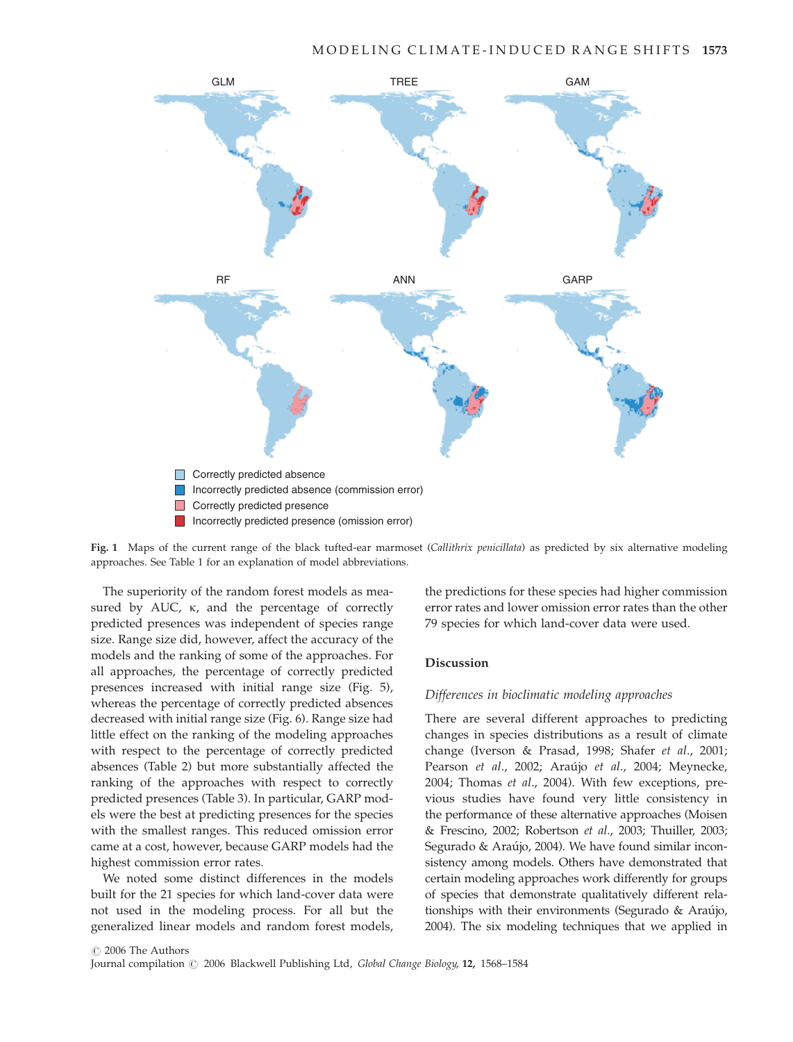GLM

TREE

GAM

RF

ANN

GARP

Correctly predicted absence

Incorrectly predicted absence (commission error)

Correctly predicted presence

Incorrectly predicted presence (omission error)

**Fig. 1** Maps of the current range of the black tufted-ear marmoset (*Callithrix penicillata*) as predicted by six alternative modeling approaches. See Table 1 for an explanation of model abbreviations.

The superiority of the random forest models as measured by AUC, κ, and the percentage of correctly predicted presences was independent of species range size. Range size did, however, affect the accuracy of the models and the ranking of some of the approaches. For all approaches, the percentage of correctly predicted presences increased with initial range size (Fig. 5), whereas the percentage of correctly predicted absences decreased with initial range size (Fig. 6). Range size had little effect on the ranking of the modeling approaches with respect to the percentage of correctly predicted absences (Table 2) but more substantially affected the ranking of the approaches with respect to correctly predicted presences (Table 3). In particular, GARP models were the best at predicting presences for the species with the smallest ranges. This reduced omission error came at a cost, however, because GARP models had the highest commission error rates.

We noted some distinct differences in the models built for the 21 species for which land-cover data were not used in the modeling process. For all but the generalized linear models and random forest models, the predictions for these species had higher commission error rates and lower omission error rates than the other 79 species for which land-cover data were used.

## Discussion

### *Differences in bioclimatic modeling approaches*

There are several different approaches to predicting changes in species distributions as a result of climate change (Iverson & Prasad, 1998; Shafer *et al.*, 2001; Pearson *et al.*, 2002; Araújo *et al.*, 2004; Meynecke, 2004; Thomas *et al.*, 2004). With few exceptions, previous studies have found very little consistency in the performance of these alternative approaches (Moisen & Frescino, 2002; Robertson *et al.*, 2003; Thuiller, 2003; Segurado & Araújo, 2004). We have found similar inconsistency among models. Others have demonstrated that certain modeling approaches work differently for groups of species that demonstrate qualitatively different relationships with their environments (Segurado & Araújo, 2004). The six modeling techniques that we applied in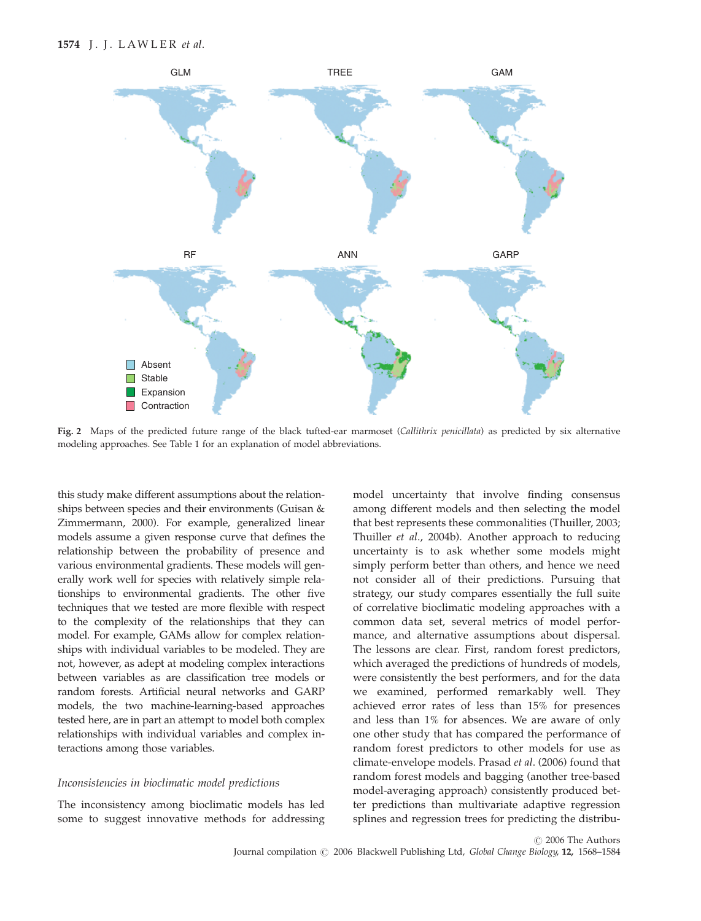GLM

TREE

GAM

RF

ANN

GARP

Absent

Stable

Expansion

Contraction

**Fig. 2** Maps of the predicted future range of the black tufted-ear marmoset (*Callithrix penicillata*) as predicted by six alternative modeling approaches. See Table 1 for an explanation of model abbreviations.

this study make different assumptions about the relationships between species and their environments (Guisan & Zimmermann, 2000). For example, generalized linear models assume a given response curve that defines the relationship between the probability of presence and various environmental gradients. These models will generally work well for species with relatively simple relationships to environmental gradients. The other five techniques that we tested are more flexible with respect to the complexity of the relationships that they can model. For example, GAMs allow for complex relationships with individual variables to be modeled. They are not, however, as adept at modeling complex interactions between variables as are classification tree models or random forests. Artificial neural networks and GARP models, the two machine-learning-based approaches tested here, are in part an attempt to model both complex relationships with individual variables and complex interactions among those variables.

### *Inconsistencies in bioclimatic model predictions*

The inconsistency among bioclimatic models has led some to suggest innovative methods for addressing model uncertainty that involve finding consensus among different models and then selecting the model that best represents these commonalities (Thuiller, 2003; Thuiller *et al*., 2004b). Another approach to reducing uncertainty is to ask whether some models might simply perform better than others, and hence we need not consider all of their predictions. Pursuing that strategy, our study compares essentially the full suite of correlative bioclimatic modeling approaches with a common data set, several metrics of model performance, and alternative assumptions about dispersal. The lessons are clear. First, random forest predictors, which averaged the predictions of hundreds of models, were consistently the best performers, and for the data we examined, performed remarkably well. They achieved error rates of less than 15% for presences and less than 1% for absences. We are aware of only one other study that has compared the performance of random forest predictors to other models for use as climate-envelope models. Prasad *et al*. (2006) found that random forest models and bagging (another tree-based model-averaging approach) consistently produced better predictions than multivariate adaptive regression splines and regression trees for predicting the distribu-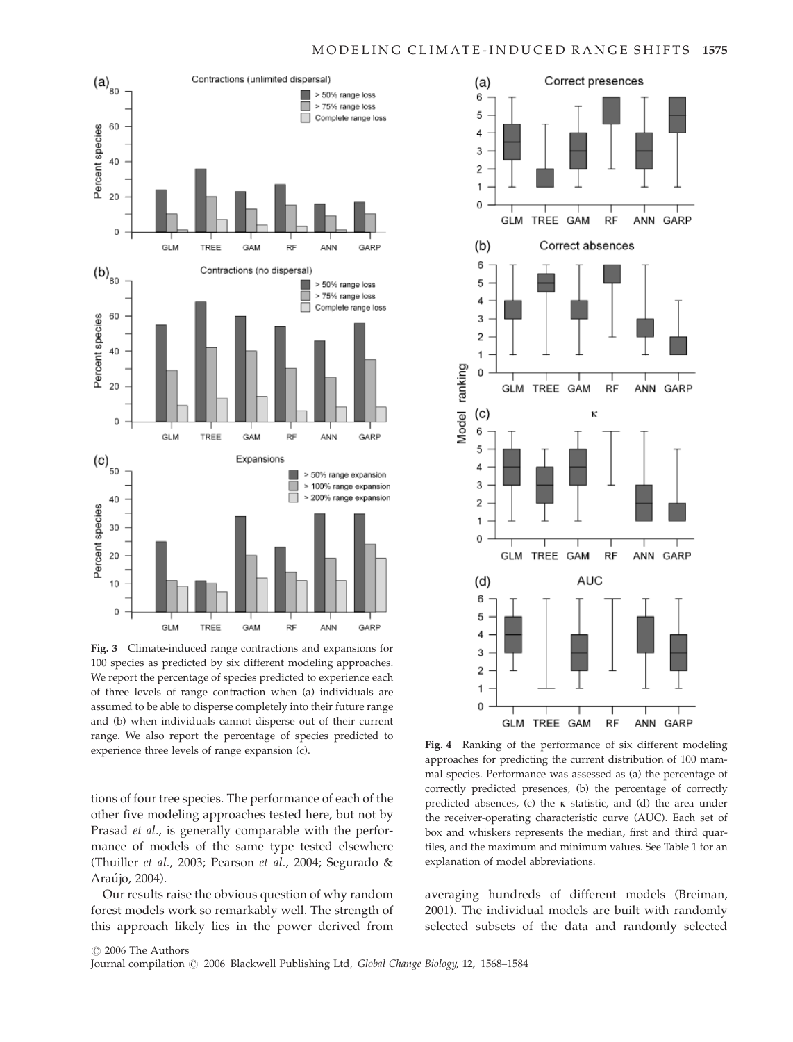(a) Contractions (unlimited dispersal)

Percent species

0 20 40 60 80

> 50% range loss
> 75% range loss
Complete range loss

GLM TREE GAM RF ANN GARP

(b) Contractions (no dispersal)

Percent species

0 20 40 60 80

> 50% range loss
> 75% range loss
Complete range loss

GLM TREE GAM RF ANN GARP

(c) Expansions

Percent species

0 10 20 30 40 50

> 50% range expansion
> 100% range expansion
> 200% range expansion

GLM TREE GAM RF ANN GARP

**Fig. 3** Climate-induced range contractions and expansions for 100 species as predicted by six different modeling approaches. We report the percentage of species predicted to experience each of three levels of range contraction when (a) individuals are assumed to be able to disperse completely into their future range and (b) when individuals cannot disperse out of their current range. We also report the percentage of species predicted to experience three levels of range expansion (c).

(a) Correct presences

(b) Correct absences

(c) κ

(d) AUC

Model ranking

0 1 2 3 4 5 6

GLM TREE GAM RF ANN GARP

**Fig. 4** Ranking of the performance of six different modeling approaches for predicting the current distribution of 100 mammal species. Performance was assessed as (a) the percentage of correctly predicted presences, (b) the percentage of correctly predicted absences, (c) the κ statistic, and (d) the area under the receiver-operating characteristic curve (AUC). Each set of box and whiskers represents the median, first and third quartiles, and the maximum and minimum values. See Table 1 for an explanation of model abbreviations.

tions of four tree species. The performance of each of the other five modeling approaches tested here, but not by Prasad *et al*., is generally comparable with the performance of models of the same type tested elsewhere (Thuiller *et al*., 2003; Pearson *et al*., 2004; Segurado & Araújo, 2004).

Our results raise the obvious question of why random forest models work so remarkably well. The strength of this approach likely lies in the power derived from averaging hundreds of different models (Breiman, 2001). The individual models are built with randomly selected subsets of the data and randomly selected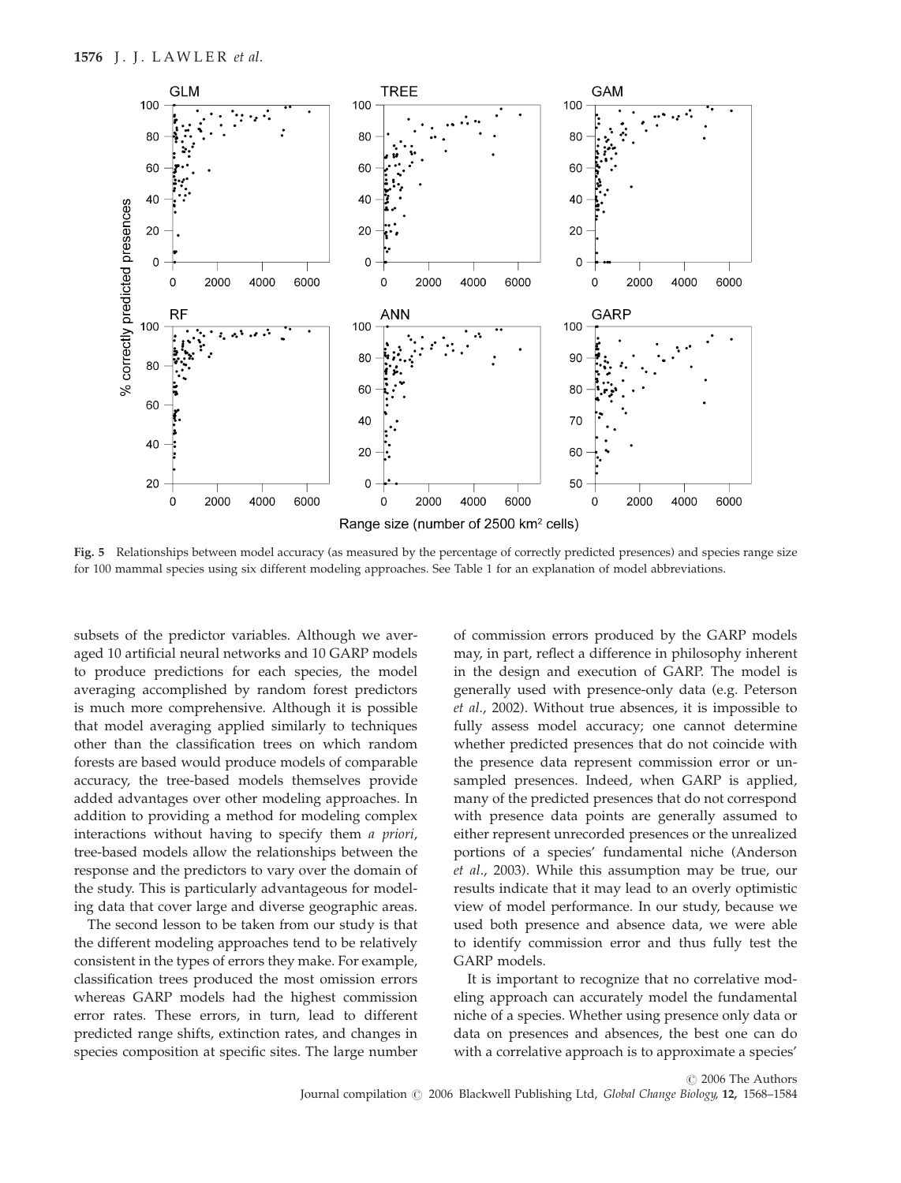GLM

100
80
60
40
20
0

0 2000 4000 6000

TREE

100
80
60
40
20
0

0 2000 4000 6000

GAM

100
80
60
40
20
0

0 2000 4000 6000

% correctly predicted presences

RF

100
80
60
40
20

0 2000 4000 6000

ANN

100
80
60
40
20
0

0 2000 4000 6000

GARP

100
90
80
70
60
50

0 2000 4000 6000

Range size (number of 2500 km$^2$ cells)

**Fig. 5** Relationships between model accuracy (as measured by the percentage of correctly predicted presences) and species range size for 100 mammal species using six different modeling approaches. See Table 1 for an explanation of model abbreviations.

subsets of the predictor variables. Although we averaged 10 artificial neural networks and 10 GARP models to produce predictions for each species, the model averaging accomplished by random forest predictors is much more comprehensive. Although it is possible that model averaging applied similarly to techniques other than the classification trees on which random forests are based would produce models of comparable accuracy, the tree-based models themselves provide added advantages over other modeling approaches. In addition to providing a method for modeling complex interactions without having to specify them *a priori*, tree-based models allow the relationships between the response and the predictors to vary over the domain of the study. This is particularly advantageous for modeling data that cover large and diverse geographic areas.

The second lesson to be taken from our study is that the different modeling approaches tend to be relatively consistent in the types of errors they make. For example, classification trees produced the most omission errors whereas GARP models had the highest commission error rates. These errors, in turn, lead to different predicted range shifts, extinction rates, and changes in species composition at specific sites. The large number of commission errors produced by the GARP models may, in part, reflect a difference in philosophy inherent in the design and execution of GARP. The model is generally used with presence-only data (e.g. Peterson *et al.*, 2002). Without true absences, it is impossible to fully assess model accuracy; one cannot determine whether predicted presences that do not coincide with the presence data represent commission error or unsampled presences. Indeed, when GARP is applied, many of the predicted presences that do not correspond with presence data points are generally assumed to either represent unrecorded presences or the unrealized portions of a species' fundamental niche (Anderson *et al.*, 2003). While this assumption may be true, our results indicate that it may lead to an overly optimistic view of model performance. In our study, because we used both presence and absence data, we were able to identify commission error and thus fully test the GARP models.

It is important to recognize that no correlative modeling approach can accurately model the fundamental niche of a species. Whether using presence only data or data on presences and absences, the best one can do with a correlative approach is to approximate a species'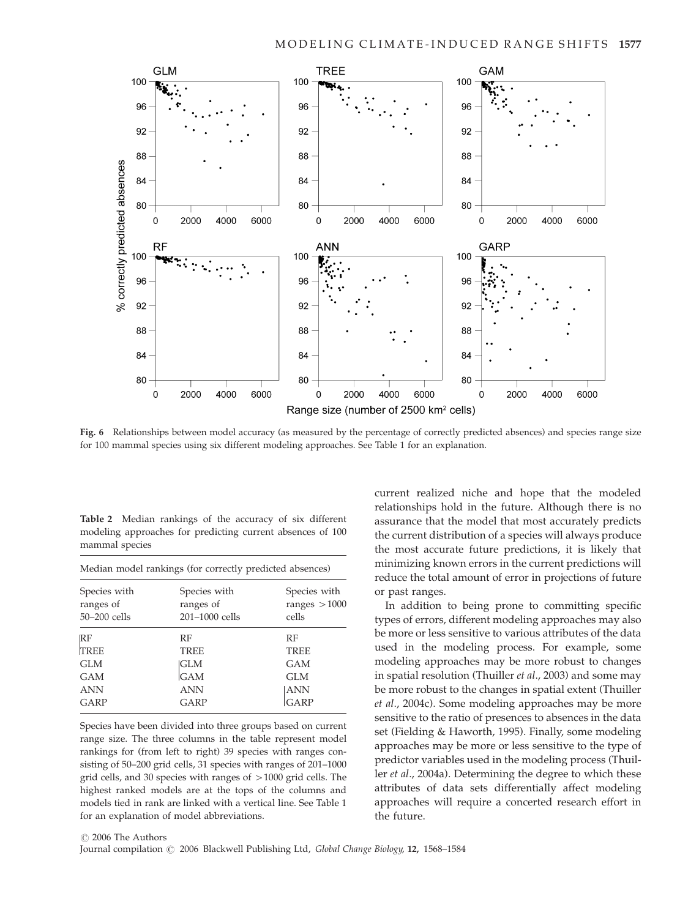GLM
TREE
GAM
RF
ANN
GARP

100
96
92
88
84
80

0 2000 4000 6000

% correctly predicted absences

Range size (number of 2500 km² cells)

**Fig. 6** Relationships between model accuracy (as measured by the percentage of correctly predicted absences) and species range size for 100 mammal species using six different modeling approaches. See Table 1 for an explanation.

**Table 2** Median rankings of the accuracy of six different modeling approaches for predicting current absences of 100 mammal species

| Median model rankings (for correctly predicted absences) | | |
|---|---|---|
| Species with ranges of 50–200 cells | Species with ranges of 201–1000 cells | Species with ranges >1000 cells |
| RF | RF | RF |
| TREE | TREE | TREE |
| GLM | GLM | GAM |
| GAM | GAM | GLM |
| ANN | ANN | ANN |
| GARP | GARP | GARP |

Species have been divided into three groups based on current range size. The three columns in the table represent model rankings for (from left to right) 39 species with ranges consisting of 50–200 grid cells, 31 species with ranges of 201–1000 grid cells, and 30 species with ranges of >1000 grid cells. The highest ranked models are at the tops of the columns and models tied in rank are linked with a vertical line. See Table 1 for an explanation of model abbreviations.

current realized niche and hope that the modeled relationships hold in the future. Although there is no assurance that the model that most accurately predicts the current distribution of a species will always produce the most accurate future predictions, it is likely that minimizing known errors in the current predictions will reduce the total amount of error in projections of future or past ranges.

In addition to being prone to committing specific types of errors, different modeling approaches may also be more or less sensitive to various attributes of the data used in the modeling process. For example, some modeling approaches may be more robust to changes in spatial resolution (Thuiller *et al*., 2003) and some may be more robust to the changes in spatial extent (Thuiller *et al*., 2004c). Some modeling approaches may be more sensitive to the ratio of presences to absences in the data set (Fielding & Haworth, 1995). Finally, some modeling approaches may be more or less sensitive to the type of predictor variables used in the modeling process (Thuiller *et al*., 2004a). Determining the degree to which these attributes of data sets differentially affect modeling approaches will require a concerted research effort in the future.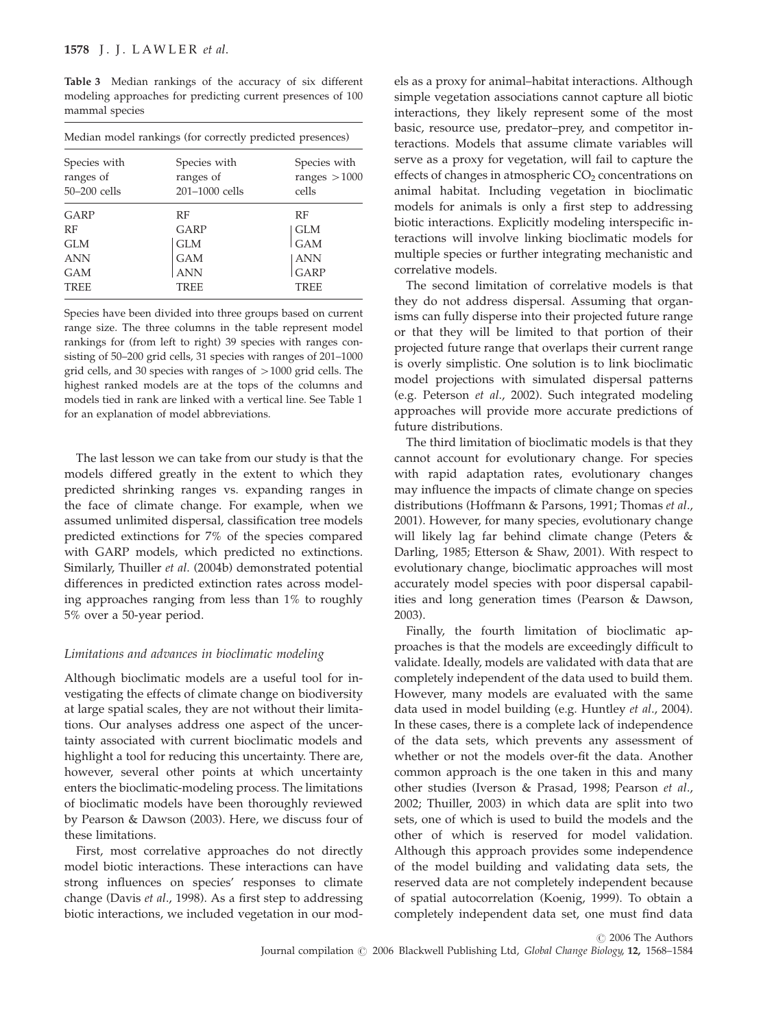**Table 3** Median rankings of the accuracy of six different modeling approaches for predicting current presences of 100 mammal species

| Median model rankings (for correctly predicted presences) | | |
|---|---|---|
| Species with ranges of 50–200 cells | Species with ranges of 201–1000 cells | Species with ranges >1000 cells |
| GARP | RF | RF |
| RF | GARP | GLM |
| GLM | GLM | GAM |
| ANN | GAM | ANN |
| GAM | ANN | GARP |
| TREE | TREE | TREE |

Species have been divided into three groups based on current range size. The three columns in the table represent model rankings for (from left to right) 39 species with ranges consisting of 50–200 grid cells, 31 species with ranges of 201–1000 grid cells, and 30 species with ranges of >1000 grid cells. The highest ranked models are at the tops of the columns and models tied in rank are linked with a vertical line. See Table 1 for an explanation of model abbreviations.

The last lesson we can take from our study is that the models differed greatly in the extent to which they predicted shrinking ranges vs. expanding ranges in the face of climate change. For example, when we assumed unlimited dispersal, classification tree models predicted extinctions for 7% of the species compared with GARP models, which predicted no extinctions. Similarly, Thuiller *et al*. (2004b) demonstrated potential differences in predicted extinction rates across modeling approaches ranging from less than 1% to roughly 5% over a 50-year period.

### *Limitations and advances in bioclimatic modeling*

Although bioclimatic models are a useful tool for investigating the effects of climate change on biodiversity at large spatial scales, they are not without their limitations. Our analyses address one aspect of the uncertainty associated with current bioclimatic models and highlight a tool for reducing this uncertainty. There are, however, several other points at which uncertainty enters the bioclimatic-modeling process. The limitations of bioclimatic models have been thoroughly reviewed by Pearson & Dawson (2003). Here, we discuss four of these limitations.

First, most correlative approaches do not directly model biotic interactions. These interactions can have strong influences on species' responses to climate change (Davis *et al*., 1998). As a first step to addressing biotic interactions, we included vegetation in our models as a proxy for animal–habitat interactions. Although simple vegetation associations cannot capture all biotic interactions, they likely represent some of the most basic, resource use, predator–prey, and competitor interactions. Models that assume climate variables will serve as a proxy for vegetation, will fail to capture the effects of changes in atmospheric $CO_2$ concentrations on animal habitat. Including vegetation in bioclimatic models for animals is only a first step to addressing biotic interactions. Explicitly modeling interspecific interactions will involve linking bioclimatic models for multiple species or further integrating mechanistic and correlative models.

The second limitation of correlative models is that they do not address dispersal. Assuming that organisms can fully disperse into their projected future range or that they will be limited to that portion of their projected future range that overlaps their current range is overly simplistic. One solution is to link bioclimatic model projections with simulated dispersal patterns (e.g. Peterson *et al*., 2002). Such integrated modeling approaches will provide more accurate predictions of future distributions.

The third limitation of bioclimatic models is that they cannot account for evolutionary change. For species with rapid adaptation rates, evolutionary changes may influence the impacts of climate change on species distributions (Hoffmann & Parsons, 1991; Thomas *et al*., 2001). However, for many species, evolutionary change will likely lag far behind climate change (Peters & Darling, 1985; Etterson & Shaw, 2001). With respect to evolutionary change, bioclimatic approaches will most accurately model species with poor dispersal capabilities and long generation times (Pearson & Dawson, 2003).

Finally, the fourth limitation of bioclimatic approaches is that the models are exceedingly difficult to validate. Ideally, models are validated with data that are completely independent of the data used to build them. However, many models are evaluated with the same data used in model building (e.g. Huntley *et al*., 2004). In these cases, there is a complete lack of independence of the data sets, which prevents any assessment of whether or not the models over-fit the data. Another common approach is the one taken in this and many other studies (Iverson & Prasad, 1998; Pearson *et al*., 2002; Thuiller, 2003) in which data are split into two sets, one of which is used to build the models and the other of which is reserved for model validation. Although this approach provides some independence of the model building and validating data sets, the reserved data are not completely independent because of spatial autocorrelation (Koenig, 1999). To obtain a completely independent data set, one must find data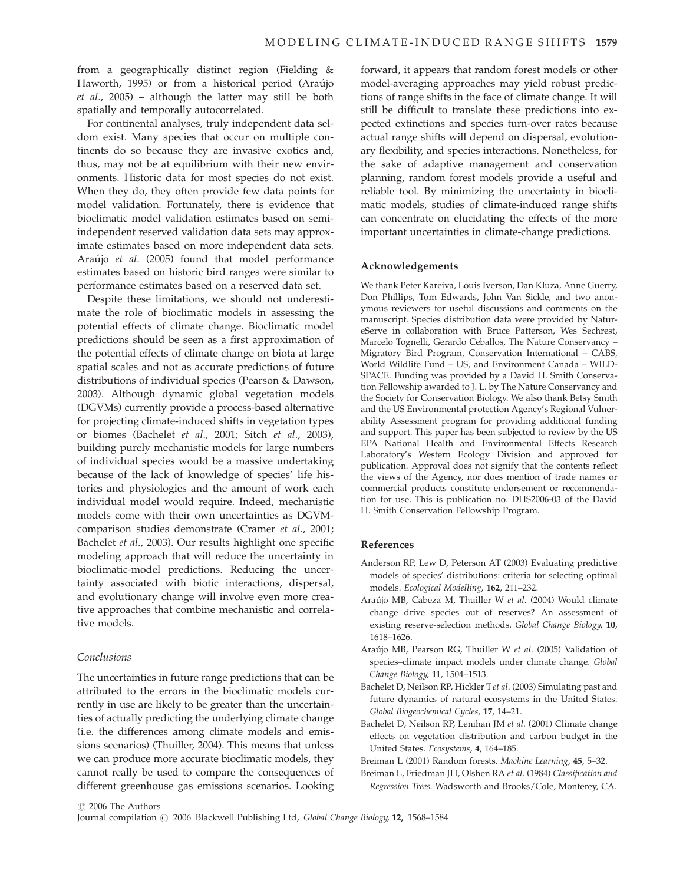from a geographically distinct region (Fielding & Haworth, 1995) or from a historical period (Araújo *et al*., 2005) – although the latter may still be both spatially and temporally autocorrelated.

For continental analyses, truly independent data seldom exist. Many species that occur on multiple continents do so because they are invasive exotics and, thus, may not be at equilibrium with their new environments. Historic data for most species do not exist. When they do, they often provide few data points for model validation. Fortunately, there is evidence that bioclimatic model validation estimates based on semi-independent reserved validation data sets may approximate estimates based on more independent data sets. Araújo *et al*. (2005) found that model performance estimates based on historic bird ranges were similar to performance estimates based on a reserved data set.

Despite these limitations, we should not underestimate the role of bioclimatic models in assessing the potential effects of climate change. Bioclimatic model predictions should be seen as a first approximation of the potential effects of climate change on biota at large spatial scales and not as accurate predictions of future distributions of individual species (Pearson & Dawson, 2003). Although dynamic global vegetation models (DGVMs) currently provide a process-based alternative for projecting climate-induced shifts in vegetation types or biomes (Bachelet *et al*., 2001; Sitch *et al*., 2003), building purely mechanistic models for large numbers of individual species would be a massive undertaking because of the lack of knowledge of species' life histories and physiologies and the amount of work each individual model would require. Indeed, mechanistic models come with their own uncertainties as DGVM-comparison studies demonstrate (Cramer *et al*., 2001; Bachelet *et al*., 2003). Our results highlight one specific modeling approach that will reduce the uncertainty in bioclimatic-model predictions. Reducing the uncertainty associated with biotic interactions, dispersal, and evolutionary change will involve even more creative approaches that combine mechanistic and correlative models.

### *Conclusions*

The uncertainties in future range predictions that can be attributed to the errors in the bioclimatic models currently in use are likely to be greater than the uncertainties of actually predicting the underlying climate change (i.e. the differences among climate models and emissions scenarios) (Thuiller, 2004). This means that unless we can produce more accurate bioclimatic models, they cannot really be used to compare the consequences of different greenhouse gas emissions scenarios. Looking forward, it appears that random forest models or other model-averaging approaches may yield robust predictions of range shifts in the face of climate change. It will still be difficult to translate these predictions into expected extinctions and species turn-over rates because actual range shifts will depend on dispersal, evolutionary flexibility, and species interactions. Nonetheless, for the sake of adaptive management and conservation planning, random forest models provide a useful and reliable tool. By minimizing the uncertainty in bioclimatic models, studies of climate-induced range shifts can concentrate on elucidating the effects of the more important uncertainties in climate-change predictions.

## Acknowledgements

We thank Peter Kareiva, Louis Iverson, Dan Kluza, Anne Guerry, Don Phillips, Tom Edwards, John Van Sickle, and two anonymous reviewers for useful discussions and comments on the manuscript. Species distribution data were provided by NatureServe in collaboration with Bruce Patterson, Wes Sechrest, Marcelo Tognelli, Gerardo Ceballos, The Nature Conservancy – Migratory Bird Program, Conservation International – CABS, World Wildlife Fund – US, and Environment Canada – WILDSPACE. Funding was provided by a David H. Smith Conservation Fellowship awarded to J. L. by The Nature Conservancy and the Society for Conservation Biology. We also thank Betsy Smith and the US Environmental protection Agency's Regional Vulnerability Assessment program for providing additional funding and support. This paper has been subjected to review by the US EPA National Health and Environmental Effects Research Laboratory's Western Ecology Division and approved for publication. Approval does not signify that the contents reflect the views of the Agency, nor does mention of trade names or commercial products constitute endorsement or recommendation for use. This is publication no. DHS2006-03 of the David H. Smith Conservation Fellowship Program.

## References

Anderson RP, Lew D, Peterson AT (2003) Evaluating predictive models of species' distributions: criteria for selecting optimal models. *Ecological Modelling*, **162**, 211–232.

Araújo MB, Cabeza M, Thuiller W *et al*. (2004) Would climate change drive species out of reserves? An assessment of existing reserve-selection methods. *Global Change Biology*, **10**, 1618–1626.

Araújo MB, Pearson RG, Thuiller W *et al*. (2005) Validation of species–climate impact models under climate change. *Global Change Biology*, **11**, 1504–1513.

Bachelet D, Neilson RP, Hickler T *et al*. (2003) Simulating past and future dynamics of natural ecosystems in the United States. *Global Biogeochemical Cycles*, **17**, 14–21.

Bachelet D, Neilson RP, Lenihan JM *et al*. (2001) Climate change effects on vegetation distribution and carbon budget in the United States. *Ecosystems*, **4**, 164–185.

Breiman L (2001) Random forests. *Machine Learning*, **45**, 5–32.

Breiman L, Friedman JH, Olshen RA *et al*. (1984) *Classification and Regression Trees*. Wadsworth and Brooks/Cole, Monterey, CA.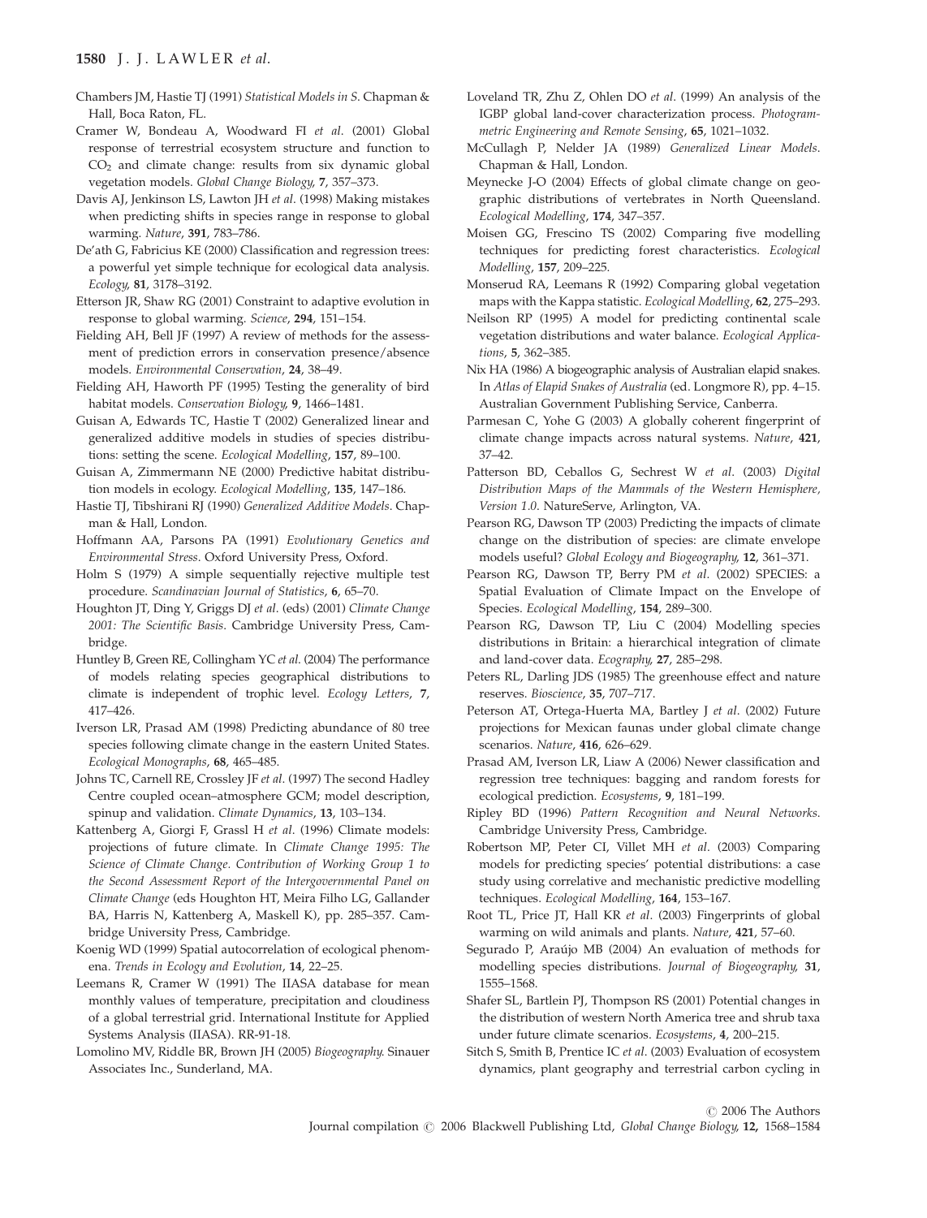Chambers JM, Hastie TJ (1991) *Statistical Models in S*. Chapman & Hall, Boca Raton, FL.

Cramer W, Bondeau A, Woodward FI *et al.* (2001) Global response of terrestrial ecosystem structure and function to $CO_2$ and climate change: results from six dynamic global vegetation models. *Global Change Biology*, **7**, 357–373.

Davis AJ, Jenkinson LS, Lawton JH *et al.* (1998) Making mistakes when predicting shifts in species range in response to global warming. *Nature*, **391**, 783–786.

De'ath G, Fabricius KE (2000) Classification and regression trees: a powerful yet simple technique for ecological data analysis. *Ecology*, **81**, 3178–3192.

Etterson JR, Shaw RG (2001) Constraint to adaptive evolution in response to global warming. *Science*, **294**, 151–154.

Fielding AH, Bell JF (1997) A review of methods for the assessment of prediction errors in conservation presence/absence models. *Environmental Conservation*, **24**, 38–49.

Fielding AH, Haworth PF (1995) Testing the generality of bird habitat models. *Conservation Biology*, **9**, 1466–1481.

Guisan A, Edwards TC, Hastie T (2002) Generalized linear and generalized additive models in studies of species distributions: setting the scene. *Ecological Modelling*, **157**, 89–100.

Guisan A, Zimmermann NE (2000) Predictive habitat distribution models in ecology. *Ecological Modelling*, **135**, 147–186.

Hastie TJ, Tibshirani RJ (1990) *Generalized Additive Models*. Chapman & Hall, London.

Hoffmann AA, Parsons PA (1991) *Evolutionary Genetics and Environmental Stress*. Oxford University Press, Oxford.

Holm S (1979) A simple sequentially rejective multiple test procedure. *Scandinavian Journal of Statistics*, **6**, 65–70.

Houghton JT, Ding Y, Griggs DJ *et al.* (eds) (2001) *Climate Change 2001: The Scientific Basis*. Cambridge University Press, Cambridge.

Huntley B, Green RE, Collingham YC *et al.* (2004) The performance of models relating species geographical distributions to climate is independent of trophic level. *Ecology Letters*, **7**, 417–426.

Iverson LR, Prasad AM (1998) Predicting abundance of 80 tree species following climate change in the eastern United States. *Ecological Monographs*, **68**, 465–485.

Johns TC, Carnell RE, Crossley JF *et al.* (1997) The second Hadley Centre coupled ocean–atmosphere GCM; model description, spinup and validation. *Climate Dynamics*, **13**, 103–134.

Kattenberg A, Giorgi F, Grassl H *et al.* (1996) Climate models: projections of future climate. In *Climate Change 1995: The Science of Climate Change. Contribution of Working Group 1 to the Second Assessment Report of the Intergovernmental Panel on Climate Change* (eds Houghton HT, Meira Filho LG, Gallander BA, Harris N, Kattenberg A, Maskell K), pp. 285–357. Cambridge University Press, Cambridge.

Koenig WD (1999) Spatial autocorrelation of ecological phenomena. *Trends in Ecology and Evolution*, **14**, 22–25.

Leemans R, Cramer W (1991) The IIASA database for mean monthly values of temperature, precipitation and cloudiness of a global terrestrial grid. International Institute for Applied Systems Analysis (IIASA). RR-91-18.

Lomolino MV, Riddle BR, Brown JH (2005) *Biogeography*. Sinauer Associates Inc., Sunderland, MA.

Loveland TR, Zhu Z, Ohlen DO *et al.* (1999) An analysis of the IGBP global land-cover characterization process. *Photogrammetric Engineering and Remote Sensing*, **65**, 1021–1032.

McCullagh P, Nelder JA (1989) *Generalized Linear Models*. Chapman & Hall, London.

Meynecke J-O (2004) Effects of global climate change on geographic distributions of vertebrates in North Queensland. *Ecological Modelling*, **174**, 347–357.

Moisen GG, Frescino TS (2002) Comparing five modelling techniques for predicting forest characteristics. *Ecological Modelling*, **157**, 209–225.

Monserud RA, Leemans R (1992) Comparing global vegetation maps with the Kappa statistic. *Ecological Modelling*, **62**, 275–293.

Neilson RP (1995) A model for predicting continental scale vegetation distributions and water balance. *Ecological Applications*, **5**, 362–385.

Nix HA (1986) A biogeographic analysis of Australian elapid snakes. In *Atlas of Elapid Snakes of Australia* (ed. Longmore R), pp. 4–15. Australian Government Publishing Service, Canberra.

Parmesan C, Yohe G (2003) A globally coherent fingerprint of climate change impacts across natural systems. *Nature*, **421**, 37–42.

Patterson BD, Ceballos G, Sechrest W *et al.* (2003) *Digital Distribution Maps of the Mammals of the Western Hemisphere, Version 1.0*. NatureServe, Arlington, VA.

Pearson RG, Dawson TP (2003) Predicting the impacts of climate change on the distribution of species: are climate envelope models useful? *Global Ecology and Biogeography*, **12**, 361–371.

Pearson RG, Dawson TP, Berry PM *et al.* (2002) SPECIES: a Spatial Evaluation of Climate Impact on the Envelope of Species. *Ecological Modelling*, **154**, 289–300.

Pearson RG, Dawson TP, Liu C (2004) Modelling species distributions in Britain: a hierarchical integration of climate and land-cover data. *Ecography*, **27**, 285–298.

Peters RL, Darling JDS (1985) The greenhouse effect and nature reserves. *Bioscience*, **35**, 707–717.

Peterson AT, Ortega-Huerta MA, Bartley J *et al.* (2002) Future projections for Mexican faunas under global climate change scenarios. *Nature*, **416**, 626–629.

Prasad AM, Iverson LR, Liaw A (2006) Newer classification and regression tree techniques: bagging and random forests for ecological prediction. *Ecosystems*, **9**, 181–199.

Ripley BD (1996) *Pattern Recognition and Neural Networks*. Cambridge University Press, Cambridge.

Robertson MP, Peter CI, Villet MH *et al.* (2003) Comparing models for predicting species' potential distributions: a case study using correlative and mechanistic predictive modelling techniques. *Ecological Modelling*, **164**, 153–167.

Root TL, Price JT, Hall KR *et al.* (2003) Fingerprints of global warming on wild animals and plants. *Nature*, **421**, 57–60.

Segurado P, Araújo MB (2004) An evaluation of methods for modelling species distributions. *Journal of Biogeography*, **31**, 1555–1568.

Shafer SL, Bartlein PJ, Thompson RS (2001) Potential changes in the distribution of western North America tree and shrub taxa under future climate scenarios. *Ecosystems*, **4**, 200–215.

Sitch S, Smith B, Prentice IC *et al.* (2003) Evaluation of ecosystem dynamics, plant geography and terrestrial carbon cycling in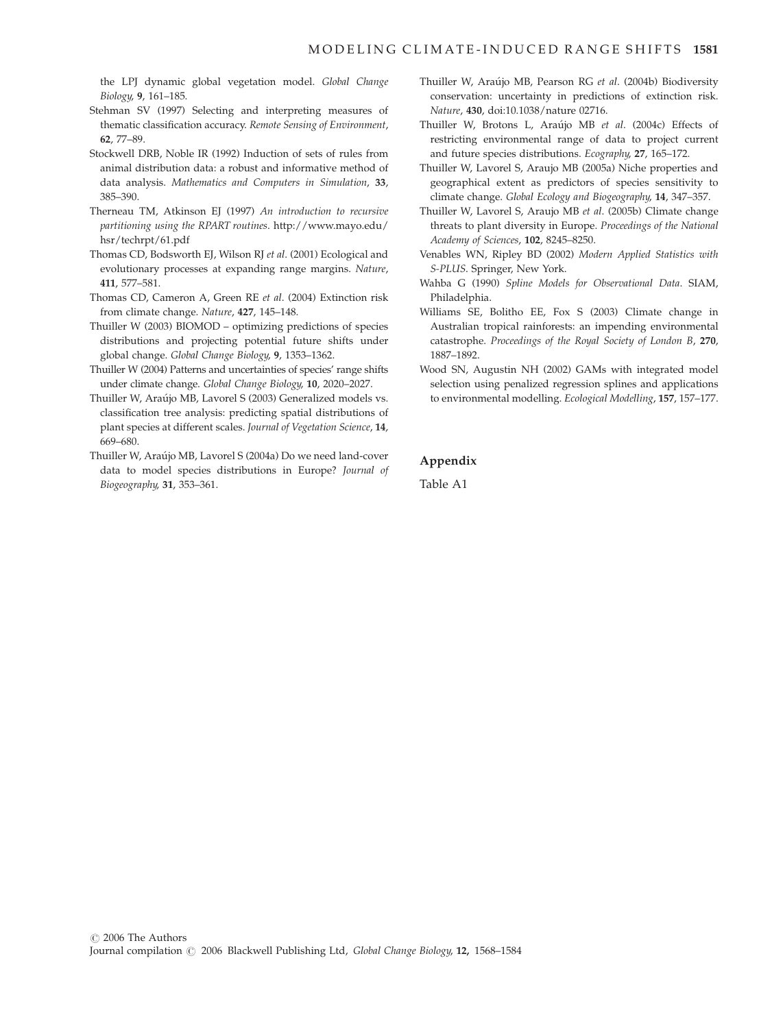the LPJ dynamic global vegetation model. *Global Change Biology*, **9**, 161–185.

Stehman SV (1997) Selecting and interpreting measures of thematic classification accuracy. *Remote Sensing of Environment*, **62**, 77–89.

Stockwell DRB, Noble IR (1992) Induction of sets of rules from animal distribution data: a robust and informative method of data analysis. *Mathematics and Computers in Simulation*, **33**, 385–390.

Therneau TM, Atkinson EJ (1997) *An introduction to recursive partitioning using the RPART routines*. http://www.mayo.edu/hsr/techrpt/61.pdf

Thomas CD, Bodsworth EJ, Wilson RJ *et al*. (2001) Ecological and evolutionary processes at expanding range margins. *Nature*, **411**, 577–581.

Thomas CD, Cameron A, Green RE *et al*. (2004) Extinction risk from climate change. *Nature*, **427**, 145–148.

Thuiller W (2003) BIOMOD – optimizing predictions of species distributions and projecting potential future shifts under global change. *Global Change Biology*, **9**, 1353–1362.

Thuiller W (2004) Patterns and uncertainties of species' range shifts under climate change. *Global Change Biology*, **10**, 2020–2027.

Thuiller W, Araújo MB, Lavorel S (2003) Generalized models vs. classification tree analysis: predicting spatial distributions of plant species at different scales. *Journal of Vegetation Science*, **14**, 669–680.

Thuiller W, Araújo MB, Lavorel S (2004a) Do we need land-cover data to model species distributions in Europe? *Journal of Biogeography*, **31**, 353–361.

Thuiller W, Araújo MB, Pearson RG *et al*. (2004b) Biodiversity conservation: uncertainty in predictions of extinction risk. *Nature*, **430**, doi:10.1038/nature 02716.

Thuiller W, Brotons L, Araújo MB *et al*. (2004c) Effects of restricting environmental range of data to project current and future species distributions. *Ecography*, **27**, 165–172.

Thuiller W, Lavorel S, Araujo MB (2005a) Niche properties and geographical extent as predictors of species sensitivity to climate change. *Global Ecology and Biogeography*, **14**, 347–357.

Thuiller W, Lavorel S, Araujo MB *et al*. (2005b) Climate change threats to plant diversity in Europe. *Proceedings of the National Academy of Sciences*, **102**, 8245–8250.

Venables WN, Ripley BD (2002) *Modern Applied Statistics with S-PLUS*. Springer, New York.

Wahba G (1990) *Spline Models for Observational Data*. SIAM, Philadelphia.

Williams SE, Bolitho EE, Fox S (2003) Climate change in Australian tropical rainforests: an impending environmental catastrophe. *Proceedings of the Royal Society of London B*, **270**, 1887–1892.

Wood SN, Augustin NH (2002) GAMs with integrated model selection using penalized regression splines and applications to environmental modelling. *Ecological Modelling*, **157**, 157–177.

## Appendix

Table A1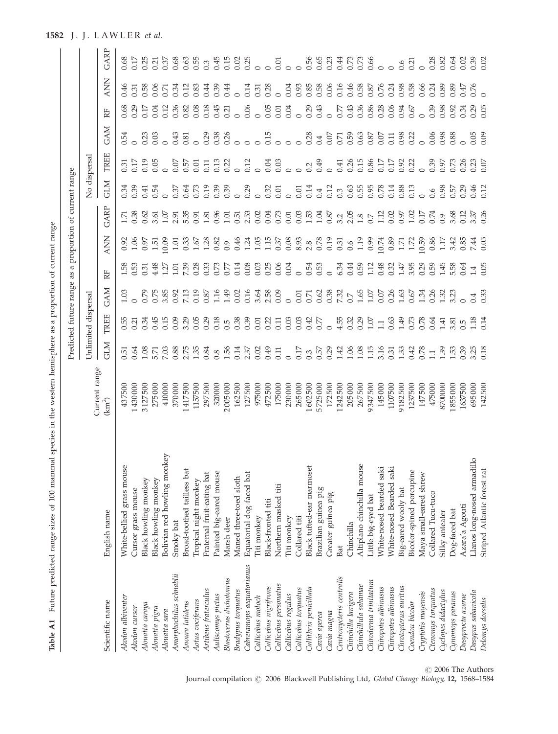**Table A1** Future predicted range sizes of 100 mammal species in the western hemisphere as a proportion of current range

| Scientific name | English name | Current range (km²) | Predicted future range as a proportion of current range | | | | | | | | | |
|---|---|---|---|---|---|---|---|---|---|---|---|---|
| | | | Unlimited dispersal | | | | | No dispersal | | | | |
| | | | GLM | TREE | GAM | RF | ANN | GARP | GLM | TREE | GAM | RF | ANN | GARP |
| *Akodon albiventer* | White-bellied grass mouse | 437500 | 0.51 | 0.55 | 1.03 | 1.58 | 0.92 | 1.71 | 0.34 | 0.31 | 0.54 | 0.68 | 0.46 | 0.68 |
| *Akodon cursor* | Cursor grass mouse | 1430000 | 0.64 | 0.21 | 0 | 0.53 | 1.06 | 0.38 | 0.39 | 0.17 | 0 | 0.29 | 0.31 | 0.17 |
| *Alouatta caraya* | Black howling monkey | 3127500 | 1.08 | 0.34 | 0.79 | 0.31 | 0.97 | 0.62 | 0.41 | 0.19 | 0.23 | 0.17 | 0.58 | 0.25 |
| *Alouatta pigra* | Black howling monkey | 275000 | 5.71 | 0.45 | 0.75 | 4.48 | 1.51 | 3.61 | 0.54 | 0.05 | 0.03 | 0.04 | 0.06 | 0.21 |
| *Alouatta sara* | Bolivian red howling monkey | 410000 | 7.03 | 0.15 | 3.85 | 1.27 | 10.09 | 1.07 | 0 | 0 | 0 | 0.12 | 0.71 | 0.37 |
| *Amorphochilus schnablii* | Smoky bat | 370000 | 0.88 | 0.09 | 0.92 | 1.01 | 1.01 | 2.91 | 0.37 | 0.07 | 0.43 | 0.36 | 0.34 | 0.68 |
| *Anoura latidens* | Broad-toothed tailless bat | 1417500 | 2.75 | 3.29 | 7.13 | 7.39 | 0.33 | 5.35 | 0.64 | 0.57 | 0.81 | 0.82 | 0.12 | 0.63 |
| *Aotus vociferans* | Tropical night monkey | 1157500 | 1.35 | 0.05 | 0.19 | 0.28 | 1.67 | 0.91 | 0.73 | 0.01 | 0 | 0.08 | 0.83 | 0.55 |
| *Artibeus fraterculus* | Fraternal fruit-eating bat | 297500 | 0.84 | 0.29 | 0.87 | 0.33 | 1.28 | 1.81 | 0.19 | 0.11 | 0.29 | 0.18 | 0.44 | 0.3 |
| *Auliscomys pictus* | Painted big-eared mouse | 320000 | 0.8 | 0.18 | 1.16 | 0.73 | 0.82 | 0.96 | 0.39 | 0.13 | 0.38 | 0.45 | 0.39 | 0.45 |
| *Blastocerus dichotomus* | Marsh deer | 2005000 | 1.56 | 0.5 | 1.49 | 0.77 | 0.9 | 1.01 | 0.39 | 0.22 | 0.26 | 0.21 | 0.44 | 0.15 |
| *Bradypus torquatus* | Maned three-toed sloth | 162500 | 0.14 | 0.38 | 0.02 | 0.14 | 0.46 | 0.51 | 0 | 0 | 0 | 0 | 0 | 0.02 |
| *Cabreramops aequatorianus* | Equatorial dog-faced bat | 127500 | 2.37 | 0.39 | 0.16 | 0.08 | 1.24 | 2.53 | 0.29 | 0.12 | 0 | 0.06 | 0.14 | 0.25 |
| *Callicebus moloch* | Titi monkey | 975000 | 0.02 | 0.01 | 3.64 | 0.03 | 1.05 | 0.02 | 0 | 0 | 0 | 0 | 0.31 | 0 |
| *Callicebus nigrifrons* | Black-fronted titi | 472500 | 0.49 | 0.22 | 2.58 | 0.25 | 1.15 | 0.04 | 0.32 | 0.04 | 0.15 | 0.05 | 0.28 | 0 |
| *Callicebus personatus* | Northern masked titi | 175000 | 0.11 | 0.11 | 0.09 | 0.06 | 0.37 | 0.73 | 0.01 | 0.03 | 0 | 0.01 | 0 | 0.01 |
| *Callicebus regulus* | Titi monkey | 230000 | 0 | 0.03 | 0 | 0.04 | 0.08 | 0.01 | 0 | 0 | 0 | 0.04 | 0.04 | 0 |
| *Callicebus torquatus* | Collared titi | 265000 | 0.17 | 0.03 | 0.01 | 0 | 8.93 | 0.03 | 0.01 | 0 | 0 | 0 | 0.93 | 0 |
| *Callithrix penicillata* | Black tufted-ear marmoset | 1602500 | 0.3 | 0.42 | 0.71 | 0.54 | 2.8 | 1.53 | 0.14 | 0.2 | 0.28 | 0.29 | 0.85 | 0.56 |
| *Cavia aperea* | Brazilian guinea pig | 5725000 | 0.57 | 0.77 | 0.62 | 0.53 | 0.78 | 1.04 | 0.4 | 0.49 | 0.4 | 0.43 | 0.58 | 0.65 |
| *Cavia magna* | Greater guinea pig | 172500 | 0.29 | 0 | 0.38 | 0 | 0.19 | 0.87 | 0.12 | 0 | 0.07 | 0 | 0.06 | 0.23 |
| *Centronycteris centralis* | Bat | 1242500 | 1.42 | 4.55 | 7.32 | 6.34 | 0.31 | 3.2 | 0.3 | 0.41 | 0.71 | 0.77 | 0.16 | 0.44 |
| *Chinchilla lanigera* | Chinchilla | 205000 | 1.06 | 0.32 | 0.7 | 0.44 | 0.6 | 2.05 | 0.63 | 0.26 | 0.59 | 0.43 | 0.46 | 0.73 |
| *Chinchillula sahamae* | Altiplano chinchilla mouse | 267500 | 1.08 | 0.29 | 1.65 | 0.59 | 1.19 | 1.8 | 0.55 | 0.15 | 0.63 | 0.36 | 0.58 | 0.73 |
| *Chiroderma trinitatum* | Little big-eyed bat | 9347500 | 1.15 | 1.07 | 1.07 | 1.12 | 0.99 | 0.7 | 0.95 | 0.86 | 0.87 | 0.86 | 0.87 | 0.66 |
| *Chiropotes albinasus* | White-nosed bearded saki | 145000 | 3.16 | 1.1 | 0.07 | 0.48 | 10.74 | 1.12 | 0.78 | 0.17 | 0.07 | 0.28 | 0.76 | 0 |
| *Chiropotes albinasus* | White-nosed Bearded saki | 1107500 | 0.31 | 0.63 | 0.26 | 0.32 | 0.89 | 0.02 | 0.14 | 0.17 | 0.11 | 0.06 | 0.24 | 0 |
| *Chrotopterus auritus* | Big-eared wooly bat | 9182500 | 1.33 | 1.49 | 1.63 | 1.47 | 1.71 | 0.97 | 0.88 | 0.92 | 0.98 | 0.94 | 0.98 | 0.6 |
| *Coendou bicolor* | Bicolor-spined porcupine | 1237500 | 0.42 | 0.73 | 0.67 | 3.95 | 1.72 | 1.02 | 0.13 | 0.22 | 0.22 | 0.67 | 0.58 | 0.21 |
| *Cryptotis mayensis* | Maya small-eared shrew | 147500 | 0.78 | 0.78 | 1.34 | 0.29 | 10.59 | 0.17 | 0 | 0 | 0 | 0 | 0.66 | 0 |
| *Ctenomys torquatus* | Collared Tucu-tuco | 475000 | 1.1 | 0.64 | 0.26 | 0.59 | 0.86 | 0.74 | 0.6 | 0.39 | 0.06 | 0.39 | 0.24 | 0.28 |
| *Cyclopes didactylus* | Silky anteater | 8700000 | 1.39 | 1.41 | 1.32 | 1.45 | 1.17 | 0.9 | 0.98 | 0.97 | 0.98 | 0.98 | 0.89 | 0.82 |
| *Cynomops paranus* | Dog-faced bat | 1855000 | 1.53 | 3.81 | 3.23 | 5.58 | 3.42 | 3.68 | 0.57 | 0.73 | 0.88 | 0.92 | 0.89 | 0.64 |
| *Dasyprocta azarae* | Azara'a Agouti | 1637500 | 0.39 | 0.5 | 0 | 0.64 | 0.85 | 0.12 | 0.29 | 0.26 | 0 | 0.34 | 0.47 | 0.02 |
| *Dasypus sabanicola* | Llanos long-nosed armadillo | 695000 | 3.25 | 1.18 | 0.4 | 1.4 | 7.44 | 3.37 | 0.46 | 0.23 | 0.05 | 0.29 | 0.76 | 0.39 |
| *Delomys dorsalis* | Striped Atlantic forest rat | 142500 | 0.18 | 0.14 | 0.33 | 0.05 | 0.05 | 0.26 | 0.12 | 0.07 | 0.09 | 0.05 | 0 | 0.02 |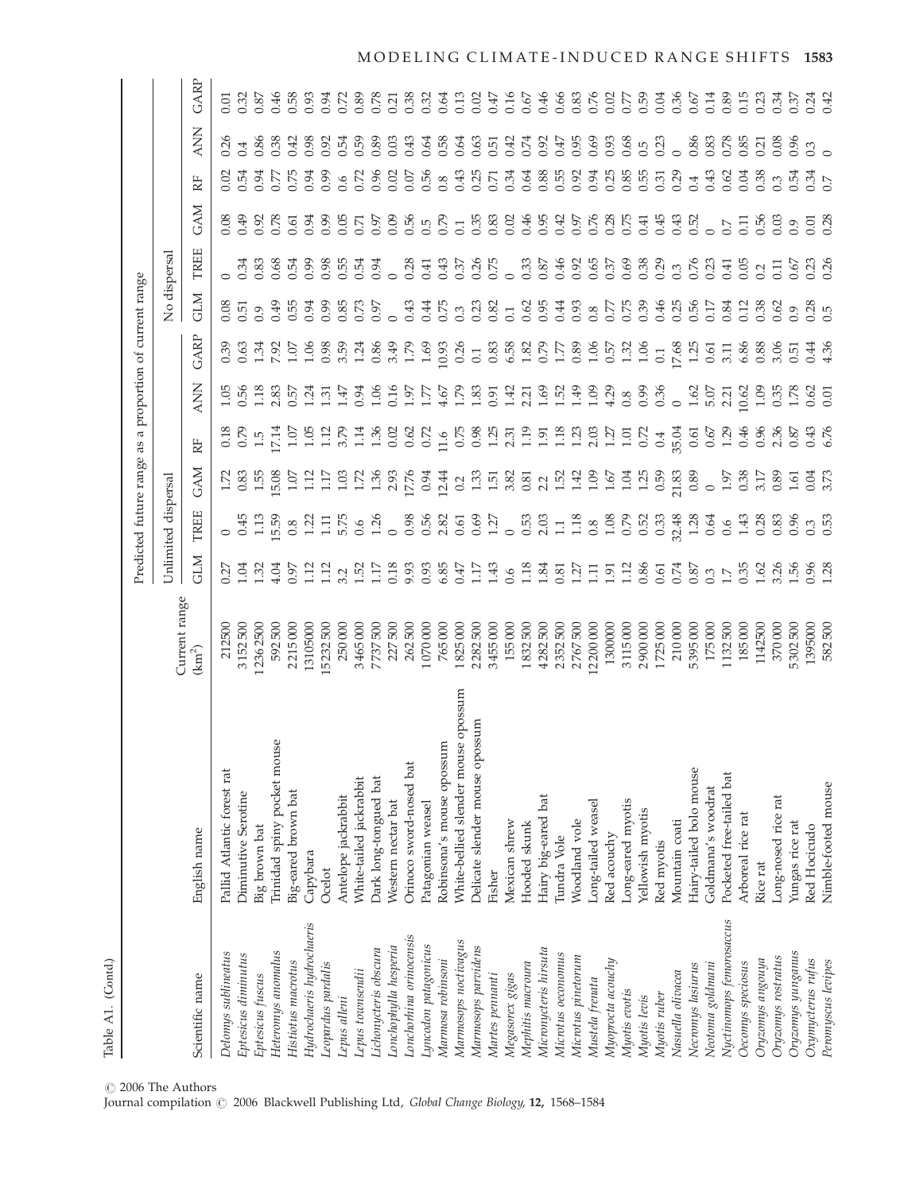Table A1. (Contd.)

| Scientific name | English name | Current range ($km^2$) | Predicted future range as a proportion of current range | | | | | | | | | | | |
|---|---|---|---|---|---|---|---|---|---|---|---|---|---|---|
| | | | Unlimited dispersal | | | | | | No dispersal | | | | | |
| | | | GLM | TREE | GAM | RF | ANN | GARP | GLM | TREE | GAM | RF | ANN | GARP |
| *Delomys sublineatus* | Pallid Atlantic forest rat | 212500 | 0.27 | 0 | 1.72 | 0.18 | 1.05 | 0.39 | 0.08 | 0 | 0.08 | 0.02 | 0.26 | 0.01 |
| *Eptesicus diminutus* | Diminutive Serotine | 3152500 | 1.04 | 0.45 | 0.83 | 0.79 | 0.56 | 0.63 | 0.51 | 0.34 | 0.49 | 0.54 | 0.4 | 0.32 |
| *Eptesicus fuscus* | Big brown bat | 12362500 | 1.32 | 1.13 | 1.55 | 1.5 | 1.18 | 1.34 | 0.9 | 0.83 | 0.92 | 0.94 | 0.86 | 0.87 |
| *Heteromys anomalus* | Trinidad spiny pocket mouse | 592500 | 4.04 | 15.59 | 15.08 | 17.14 | 2.83 | 7.92 | 0.49 | 0.68 | 0.78 | 0.77 | 0.38 | 0.46 |
| *Histiotus macrotus* | Big-eared brown bat | 2215000 | 0.97 | 0.8 | 1.07 | 1.07 | 0.57 | 1.07 | 0.55 | 0.54 | 0.61 | 0.75 | 0.42 | 0.58 |
| *Hydrochaeris hydrochaeris* | Capybara | 13105000 | 1.12 | 1.22 | 1.12 | 1.05 | 1.24 | 1.06 | 0.94 | 0.99 | 0.94 | 0.94 | 0.98 | 0.93 |
| *Leopardus pardalis* | Ocelot | 15232500 | 1.12 | 1.11 | 1.17 | 1.12 | 1.31 | 0.98 | 0.99 | 0.98 | 0.99 | 0.99 | 0.92 | 0.94 |
| *Lepus alleni* | Antelope jackrabbit | 250000 | 3.2 | 5.75 | 1.03 | 3.79 | 1.47 | 3.59 | 0.85 | 0.55 | 0.05 | 0.6 | 0.54 | 0.72 |
| *Lepus townsendii* | White-tailed jackrabbit | 3465000 | 1.52 | 0.6 | 1.72 | 1.14 | 0.94 | 1.24 | 0.73 | 0.54 | 0.71 | 0.72 | 0.59 | 0.89 |
| *Lichonycteris obscura* | Dark long-tongued bat | 7737500 | 1.17 | 1.26 | 1.36 | 1.36 | 1.06 | 0.86 | 0.97 | 0.94 | 0.97 | 0.96 | 0.89 | 0.78 |
| *Lonchophylla hesperia* | Western nectar bat | 227500 | 0.18 | 0 | 2.93 | 0.02 | 0.16 | 3.49 | 0 | 0 | 0.09 | 0.02 | 0.03 | 0.21 |
| *Lonchorhina orinocensis* | Orinoco sword-nosed bat | 262500 | 9.93 | 0.98 | 17.76 | 0.62 | 1.97 | 1.79 | 0.43 | 0.28 | 0.56 | 0.07 | 0.43 | 0.38 |
| *Lyncodon patagonicus* | Patagonian weasel | 1070000 | 0.93 | 0.56 | 0.94 | 0.72 | 1.77 | 1.69 | 0.44 | 0.41 | 0.5 | 0.56 | 0.64 | 0.32 |
| *Marmosa robinsoni* | Robinsona's mouse opossum | 765000 | 6.85 | 2.82 | 12.44 | 11.6 | 4.67 | 10.93 | 0.75 | 0.43 | 0.79 | 0.8 | 0.58 | 0.64 |
| *Marmosops noctivagus* | White-bellied slender mouse opossum | 1825000 | 0.47 | 0.61 | 0.2 | 0.75 | 1.79 | 0.26 | 0.3 | 0.37 | 0.1 | 0.43 | 0.64 | 0.13 |
| *Marmosops parvidens* | Delicate slender mouse opossum | 2282500 | 1.17 | 0.69 | 1.33 | 0.98 | 1.83 | 0.1 | 0.23 | 0.26 | 0.35 | 0.25 | 0.63 | 0.02 |
| *Martes pennanti* | Fisher | 3455000 | 1.43 | 1.27 | 1.51 | 1.25 | 0.91 | 0.83 | 0.82 | 0.75 | 0.83 | 0.71 | 0.51 | 0.47 |
| *Megasorex gigas* | Mexican shrew | 155000 | 0.6 | 0 | 3.82 | 2.31 | 1.42 | 6.58 | 0.1 | 0 | 0.02 | 0.34 | 0.42 | 0.16 |
| *Mephitis macroura* | Hooded skunk | 1832500 | 1.18 | 0.53 | 0.81 | 1.19 | 2.21 | 1.82 | 0.62 | 0.33 | 0.46 | 0.64 | 0.74 | 0.67 |
| *Micronycteris hirsuta* | Hairy big-eared bat | 4282500 | 1.84 | 2.03 | 2.2 | 1.91 | 1.69 | 0.79 | 0.95 | 0.87 | 0.95 | 0.88 | 0.92 | 0.46 |
| *Microtus oeconomus* | Tundra Vole | 2352500 | 0.81 | 1.1 | 1.52 | 1.18 | 1.52 | 1.77 | 0.44 | 0.46 | 0.42 | 0.55 | 0.47 | 0.66 |
| *Microtus pinetorum* | Woodland vole | 2767500 | 1.27 | 1.18 | 1.42 | 1.23 | 1.49 | 0.89 | 0.93 | 0.92 | 0.97 | 0.92 | 0.95 | 0.83 |
| *Mustela frenata* | Long-tailed weasel | 12200000 | 1.11 | 0.8 | 1.09 | 2.03 | 1.09 | 1.06 | 0.8 | 0.65 | 0.76 | 0.94 | 0.69 | 0.76 |
| *Myoprocta acouchy* | Red acouchy | 1300000 | 1.91 | 1.08 | 1.67 | 1.27 | 4.29 | 0.57 | 0.77 | 0.37 | 0.28 | 0.25 | 0.93 | 0.02 |
| *Myotis evotis* | Long-eared myotis | 3115000 | 1.12 | 0.79 | 1.04 | 1.01 | 0.8 | 1.32 | 0.75 | 0.69 | 0.75 | 0.85 | 0.68 | 0.77 |
| *Myotis levis* | Yellowish myotis | 2900000 | 0.86 | 0.52 | 1.25 | 0.72 | 0.99 | 1.06 | 0.39 | 0.38 | 0.41 | 0.55 | 0.5 | 0.59 |
| *Myotis ruber* | Red myotis | 1725000 | 0.61 | 0.33 | 0.59 | 0.4 | 0.36 | 0.1 | 0.46 | 0.29 | 0.45 | 0.31 | 0.23 | 0.04 |
| *Nasuella olivacea* | Mountain coati | 210000 | 0.74 | 32.48 | 21.83 | 35.04 | 0 | 17.68 | 0.25 | 0.3 | 0.43 | 0.29 | 0 | 0.36 |
| *Necromys lasiurus* | Hairy-tailed bolo mouse | 5395000 | 0.87 | 1.28 | 0.89 | 0.61 | 1.62 | 1.25 | 0.56 | 0.76 | 0.52 | 0.4 | 0.86 | 0.67 |
| *Neotoma goldmani* | Goldmana's woodrat | 175000 | 0.3 | 0.64 | 0 | 0.67 | 5.07 | 0.61 | 0.17 | 0.23 | 0 | 0.43 | 0.83 | 0.14 |
| *Nyctinomops femorosaccus* | Pocketed free-tailed bat | 1132500 | 1.7 | 0.6 | 1.97 | 1.29 | 2.21 | 3.11 | 0.84 | 0.41 | 0.7 | 0.62 | 0.78 | 0.89 |
| *Oecomys speciosus* | Arboreal rice rat | 185000 | 0.35 | 1.43 | 0.38 | 0.46 | 10.62 | 6.86 | 0.12 | 0.05 | 0.11 | 0.04 | 0.85 | 0.15 |
| *Oryzomys angouya* | Rice rat | 1142500 | 1.62 | 0.28 | 3.17 | 0.96 | 1.09 | 0.88 | 0.38 | 0.2 | 0.56 | 0.38 | 0.21 | 0.23 |
| *Oryzomys rostratus* | Long-nosed rice rat | 370000 | 3.26 | 0.83 | 0.89 | 2.36 | 0.35 | 3.06 | 0.62 | 0.11 | 0.03 | 0.3 | 0.08 | 0.34 |
| *Oryzomys yunganus* | Yungas rice rat | 5302500 | 1.56 | 0.96 | 1.61 | 0.87 | 1.78 | 0.51 | 0.9 | 0.67 | 0.9 | 0.54 | 0.96 | 0.37 |
| *Oxymycterus rufus* | Red Hocicudo | 1395000 | 0.96 | 0.3 | 0.04 | 0.43 | 0.62 | 0.44 | 0.28 | 0.23 | 0.01 | 0.34 | 0.3 | 0.24 |
| *Peromyscus levipes* | Nimble-footed mouse | 582500 | 1.28 | 0.53 | 3.73 | 6.76 | 0.01 | 4.36 | 0.5 | 0.26 | 0.28 | 0.7 | 0 | 0.42 |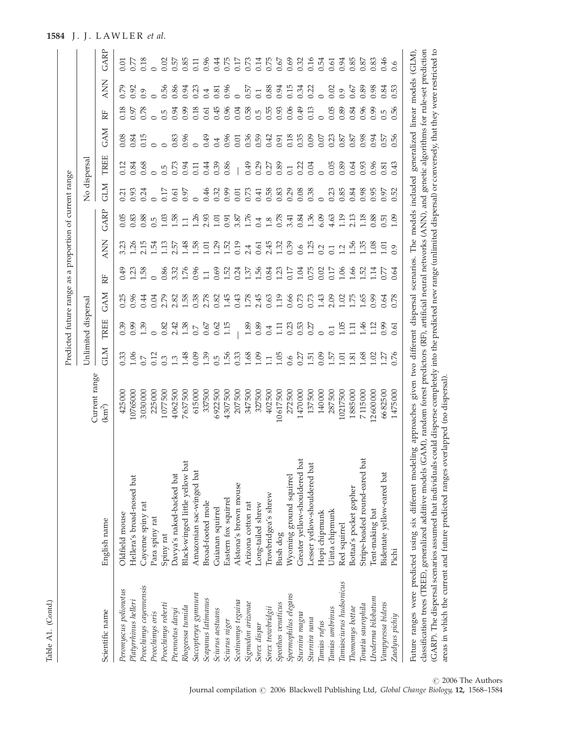Table A1. (Contd.)

| | | | Predicted future range as a proportion of current range | | | | | | | | | | | |
|---|---|---|---|---|---|---|---|---|---|---|---|---|---|---|
| | | | Unlimited dispersal | | | | | | No dispersal | | | | | |
| Scientific name | English name | Current range ($km^2$) | GLM | TREE | GAM | RF | ANN | GARP | GLM | TREE | GAM | RF | ANN | GARP |
| *Peromyscus polionotus* | Oldfield mouse | 425000 | 0.33 | 0.39 | 0.25 | 0.49 | 3.23 | 0.05 | 0.21 | 0.12 | 0.08 | 0.18 | 0.79 | 0.01 |
| *Platyrrhinus helleri* | Hellera's broad-nosed bat | 10765000 | 1.06 | 0.99 | 0.96 | 1.23 | 1.26 | 0.83 | 0.93 | 0.84 | 0.84 | 0.97 | 0.92 | 0.77 |
| *Proechimys cayennensis* | Cayenne spiny rat | 3030000 | 0.7 | 1.39 | 0.44 | 1.58 | 2.15 | 0.88 | 0.24 | 0.68 | 0.15 | 0.78 | 0.9 | 0.18 |
| *Proechimys oris* | Para spiny rat | 225000 | 0.12 | 0 | 0.04 | 0 | 1.54 | 0.5 | 0 | 0 | 0 | 0 | 0 | 0 |
| *Proechimys roberti* | Spiny rat | 1077500 | 0.3 | 0.82 | 2.79 | 0.86 | 1.13 | 1.03 | 0.17 | 0.5 | 0 | 0.5 | 0.56 | 0.02 |
| *Pteronotus davyi* | Davya's naked-backed bat | 4062500 | 1.3 | 2.42 | 2.82 | 3.32 | 2.57 | 1.58 | 0.61 | 0.73 | 0.83 | 0.94 | 0.86 | 0.57 |
| *Rhogeessa tumida* | Black-winged little yellow bat | 7637500 | 1.48 | 1.38 | 1.58 | 1.76 | 1.48 | 1.1 | 0.97 | 0.94 | 0.96 | 0.99 | 0.94 | 0.85 |
| *Saccopteryx gymnura* | Amazonian sac-winged bat | 615000 | 0.09 | 0.7 | 0.38 | 0.96 | 1.58 | 1.26 | 0 | 0.11 | 0 | 0.18 | 0.23 | 0.11 |
| *Scapanus latimanus* | Broad-footed mole | 337500 | 1.39 | 0.67 | 2.78 | 1.1 | 1.01 | 2.93 | 0.46 | 0.44 | 0.49 | 0.61 | 0.4 | 0.96 |
| *Sciurus aestuans* | Guianan squirrel | 6922500 | 0.5 | 0.62 | 0.82 | 0.69 | 1.29 | 1.01 | 0.32 | 0.39 | 0.4 | 0.45 | 0.81 | 0.44 |
| *Sciurus niger* | Eastern fox squirrel | 4307500 | 1.56 | 1.15 | 1.45 | 1.52 | 1.52 | 0.91 | 0.99 | 0.86 | 0.96 | 0.96 | 0.96 | 0.75 |
| *Scotinomys teguina* | Alstona's brown mouse | 207500 | 0.33 | — | 0.43 | 0.24 | 0.19 | 3.87 | 0.01 | — | 0.01 | 0.04 | 0 | 0.17 |
| *Sigmodon arizonae* | Arizona cotton rat | 347500 | 1.68 | 1.89 | 1.78 | 1.37 | 2.4 | 1.76 | 0.73 | 0.49 | 0.36 | 0.58 | 0.57 | 0.73 |
| *Sorex dispar* | Long-tailed shrew | 327500 | 1.09 | 0.89 | 2.45 | 1.56 | 0.61 | 0.4 | 0.41 | 0.29 | 0.59 | 0.5 | 0.1 | 0.14 |
| *Sorex trowbridgii* | Trowbridgea's shrew | 402500 | 1.1 | 0.4 | 0.63 | 0.84 | 2.45 | 1.8 | 0.58 | 0.27 | 0.42 | 0.55 | 0.88 | 0.75 |
| *Speothos venaticus* | Bush dog | 10617500 | 1.05 | 1.11 | 1.19 | 1.23 | 1.32 | 0.78 | 0.83 | 0.89 | 0.91 | 0.93 | 0.94 | 0.67 |
| *Spermophilus elegans* | Wyoming ground squirrel | 272500 | 0.6 | 0.23 | 0.66 | 0.17 | 0.39 | 3.41 | 0.29 | 0.1 | 0.18 | 0.06 | 0.15 | 0.69 |
| *Sturnira magna* | Greater yellow-shouldered bat | 1470000 | 0.27 | 0.53 | 0.73 | 1.04 | 0.6 | 0.84 | 0.08 | 0.22 | 0.35 | 0.49 | 0.34 | 0.32 |
| *Sturnira nana* | Lesser yellow-shouldered bat | 137500 | 1.51 | 0.27 | 0.73 | 0.75 | 1.25 | 1.36 | 0.38 | 0.04 | 0.09 | 0.13 | 0.22 | 0.16 |
| *Tamias rufus* | Hopi chipmunk | 140000 | 0.09 | 0 | 1.43 | 0.02 | 0.2 | 6.09 | 0 | 0 | 0.07 | 0 | 0 | 0.54 |
| *Tamias umbrinus* | Uinta chipmunk | 287500 | 1.57 | 0.1 | 2.09 | 0.17 | 0.1 | 4.63 | 0.23 | 0.05 | 0.23 | 0.05 | 0.02 | 0.61 |
| *Tamiasciurus hudsonicus* | Red squirrel | 10217500 | 1.01 | 1.05 | 1.02 | 1.06 | 1.2 | 1.19 | 0.85 | 0.89 | 0.87 | 0.89 | 0.9 | 0.94 |
| *Thomomys bottae* | Bottaa's pocket gopher | 1885000 | 1.81 | 1.11 | 1.75 | 1.66 | 1.56 | 2.13 | 0.84 | 0.64 | 0.87 | 0.84 | 0.67 | 0.85 |
| *Tonatia saurophila* | Stripe-headed round-eared bat | 7115000 | 1.68 | 1.46 | 1.65 | 1.52 | 1.35 | 1.18 | 0.98 | 0.93 | 0.98 | 0.96 | 0.89 | 0.87 |
| *Uroderma bilobatum* | Tent-making bat | 12600000 | 1.02 | 1.12 | 0.99 | 1.14 | 1.08 | 0.88 | 0.95 | 0.96 | 0.94 | 0.99 | 0.98 | 0.83 |
| *Vampyressa bidens* | Bidentate yellow-eared bat | 6682500 | 1.27 | 0.99 | 0.64 | 0.77 | 1.01 | 0.51 | 0.97 | 0.81 | 0.57 | 0.5 | 0.84 | 0.46 |
| *Zaedyus pichiy* | Pichi | 1475000 | 0.76 | 0.61 | 0.78 | 0.64 | 0.9 | 1.09 | 0.52 | 0.43 | 0.56 | 0.56 | 0.53 | 0.6 |

Future ranges were predicted using six different modeling approaches given two different dispersal scenarios. The models included generalized linear models (GLM), classification trees (TREE), generalized additive models (GAM), random forest predictors (RF), artificial neural networks (ANN), and genetic algorithms for rule-set prediction (GARP). The dispersal scenarios assumed that individuals could disperse completely into the predicted new range (unlimited dispersal) or conversely, that they were restricted to areas in which the current and future predicted ranges overlapped (no dispersal).